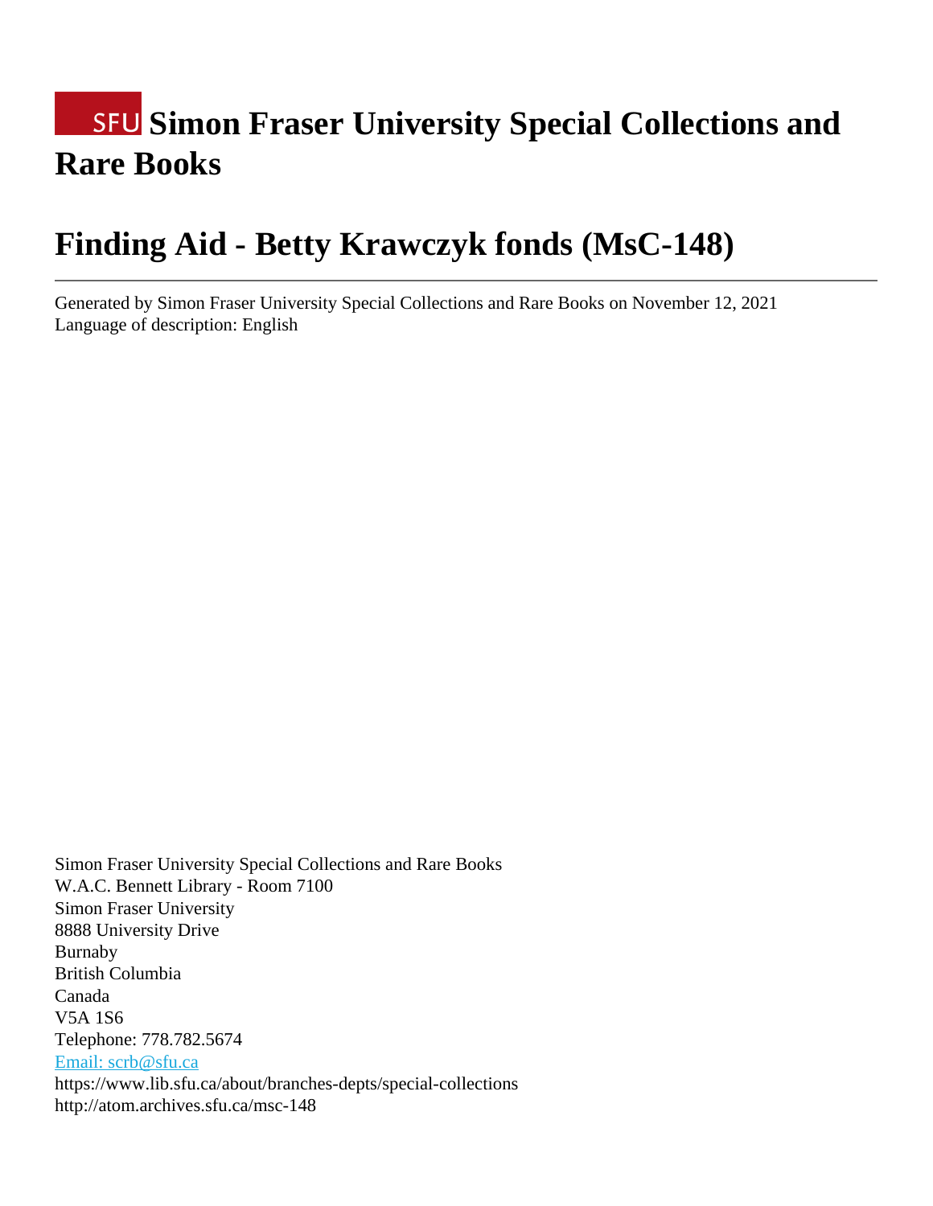# SFU Simon Fraser University Special Collections and Rare Books

# Finding Aid - Betty Krawczyk fonds (MsC-148)

---

Generated by Simon Fraser University Special Collections and Rare Books on November 12, 2021
Language of description: English

Simon Fraser University Special Collections and Rare Books
W.A.C. Bennett Library - Room 7100
Simon Fraser University
8888 University Drive
Burnaby
British Columbia
Canada
V5A 1S6
Telephone: 778.782.5674
Email: scrb@sfu.ca
https://www.lib.sfu.ca/about/branches-depts/special-collections
http://atom.archives.sfu.ca/msc-148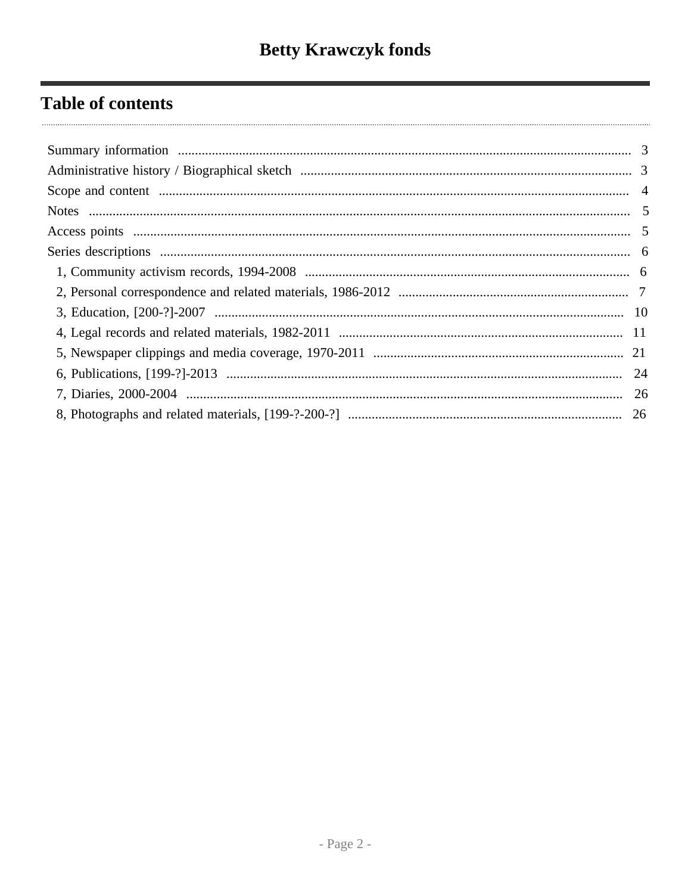# Betty Krawczyk fonds

## Table of contents

- Summary information ... 3
- Administrative history / Biographical sketch ... 3
- Scope and content ... 4
- Notes ... 5
- Access points ... 5
- Series descriptions ... 6
  - 1, Community activism records, 1994-2008 ... 6
  - 2, Personal correspondence and related materials, 1986-2012 ... 7
  - 3, Education, [200-?]-2007 ... 10
  - 4, Legal records and related materials, 1982-2011 ... 11
  - 5, Newspaper clippings and media coverage, 1970-2011 ... 21
  - 6, Publications, [199-?]-2013 ... 24
  - 7, Diaries, 2000-2004 ... 26
  - 8, Photographs and related materials, [199-?-200-?] ... 26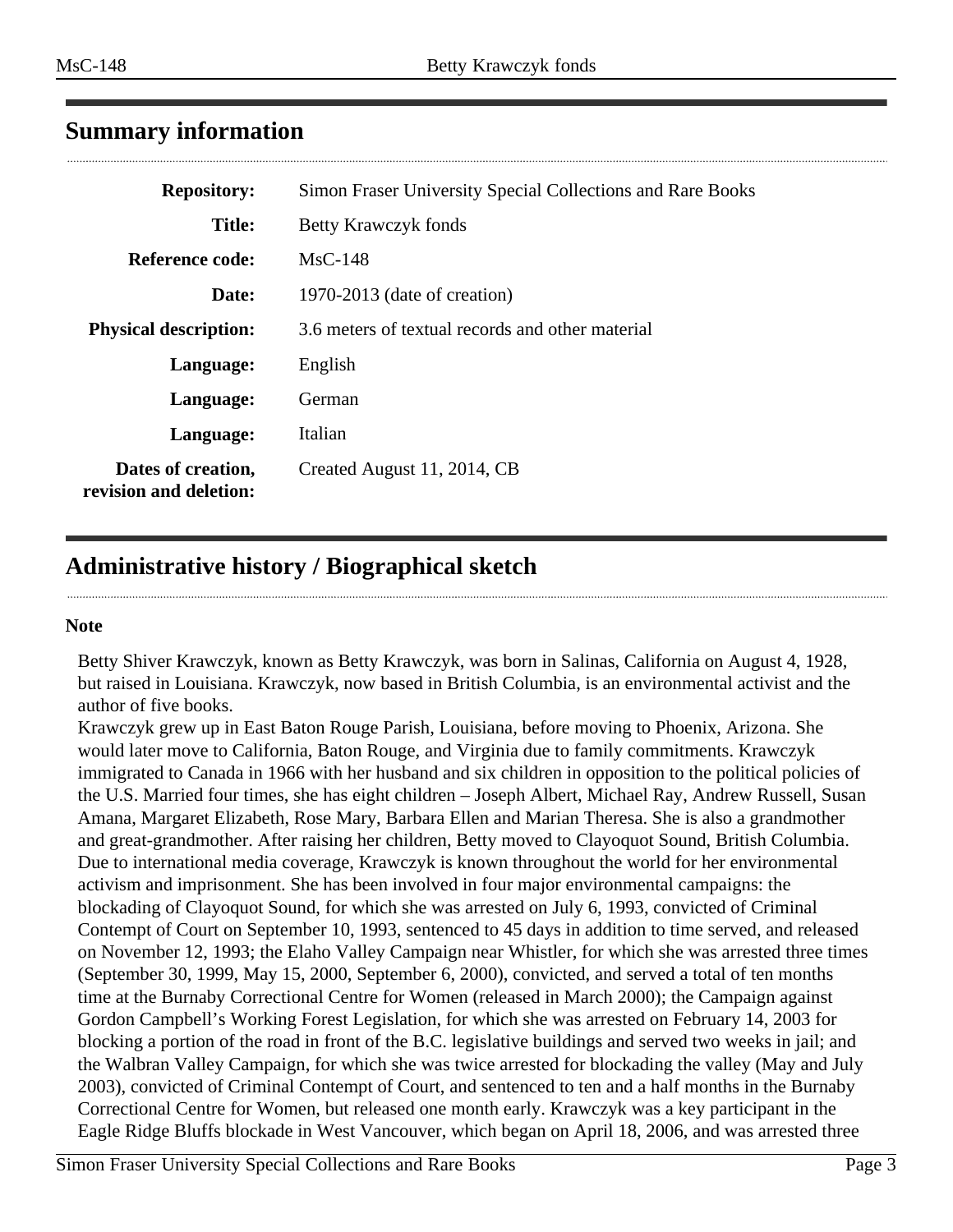## Summary information

| | |
|---|---|
| **Repository:** | Simon Fraser University Special Collections and Rare Books |
| **Title:** | Betty Krawczyk fonds |
| **Reference code:** | MsC-148 |
| **Date:** | 1970-2013 (date of creation) |
| **Physical description:** | 3.6 meters of textual records and other material |
| **Language:** | English |
| **Language:** | German |
| **Language:** | Italian |
| **Dates of creation, revision and deletion:** | Created August 11, 2014, CB |

## Administrative history / Biographical sketch

**Note**

Betty Shiver Krawczyk, known as Betty Krawczyk, was born in Salinas, California on August 4, 1928, but raised in Louisiana. Krawczyk, now based in British Columbia, is an environmental activist and the author of five books.

Krawczyk grew up in East Baton Rouge Parish, Louisiana, before moving to Phoenix, Arizona. She would later move to California, Baton Rouge, and Virginia due to family commitments. Krawczyk immigrated to Canada in 1966 with her husband and six children in opposition to the political policies of the U.S. Married four times, she has eight children – Joseph Albert, Michael Ray, Andrew Russell, Susan Amana, Margaret Elizabeth, Rose Mary, Barbara Ellen and Marian Theresa. She is also a grandmother and great-grandmother. After raising her children, Betty moved to Clayoquot Sound, British Columbia. Due to international media coverage, Krawczyk is known throughout the world for her environmental activism and imprisonment. She has been involved in four major environmental campaigns: the blockading of Clayoquot Sound, for which she was arrested on July 6, 1993, convicted of Criminal Contempt of Court on September 10, 1993, sentenced to 45 days in addition to time served, and released on November 12, 1993; the Elaho Valley Campaign near Whistler, for which she was arrested three times (September 30, 1999, May 15, 2000, September 6, 2000), convicted, and served a total of ten months time at the Burnaby Correctional Centre for Women (released in March 2000); the Campaign against Gordon Campbell's Working Forest Legislation, for which she was arrested on February 14, 2003 for blocking a portion of the road in front of the B.C. legislative buildings and served two weeks in jail; and the Walbran Valley Campaign, for which she was twice arrested for blockading the valley (May and July 2003), convicted of Criminal Contempt of Court, and sentenced to ten and a half months in the Burnaby Correctional Centre for Women, but released one month early. Krawczyk was a key participant in the Eagle Ridge Bluffs blockade in West Vancouver, which began on April 18, 2006, and was arrested three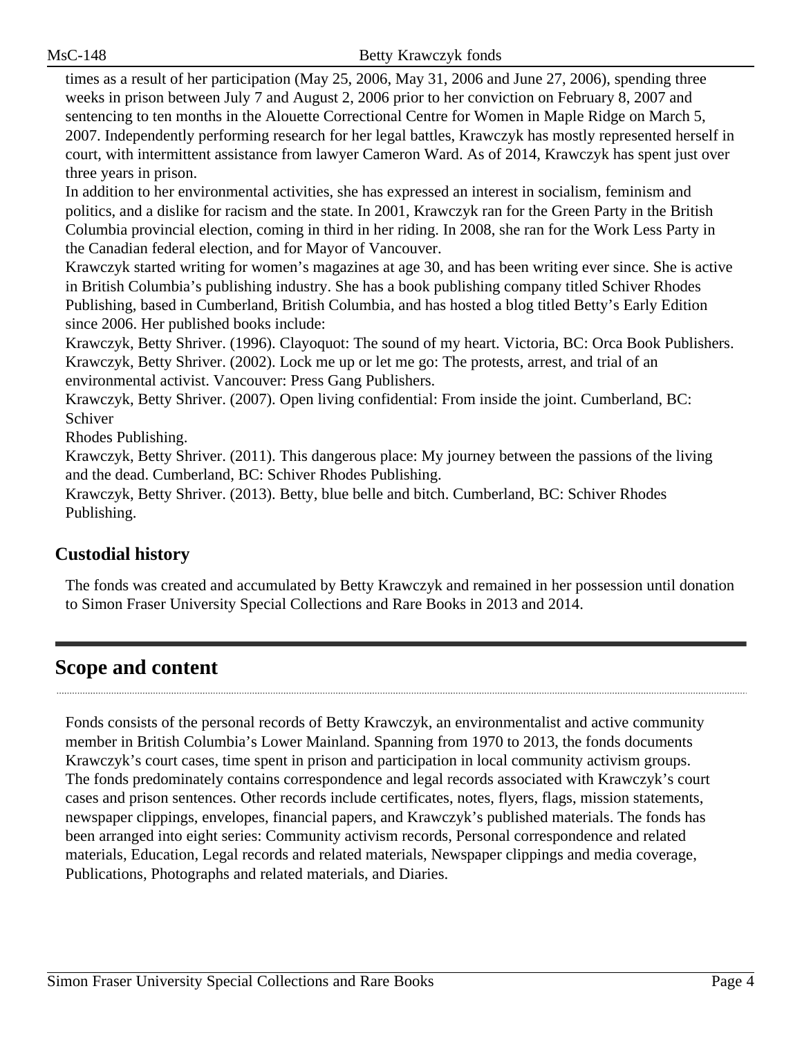times as a result of her participation (May 25, 2006, May 31, 2006 and June 27, 2006), spending three weeks in prison between July 7 and August 2, 2006 prior to her conviction on February 8, 2007 and sentencing to ten months in the Alouette Correctional Centre for Women in Maple Ridge on March 5, 2007. Independently performing research for her legal battles, Krawczyk has mostly represented herself in court, with intermittent assistance from lawyer Cameron Ward. As of 2014, Krawczyk has spent just over three years in prison.

In addition to her environmental activities, she has expressed an interest in socialism, feminism and politics, and a dislike for racism and the state. In 2001, Krawczyk ran for the Green Party in the British Columbia provincial election, coming in third in her riding. In 2008, she ran for the Work Less Party in the Canadian federal election, and for Mayor of Vancouver.

Krawczyk started writing for women's magazines at age 30, and has been writing ever since. She is active in British Columbia's publishing industry. She has a book publishing company titled Schiver Rhodes Publishing, based in Cumberland, British Columbia, and has hosted a blog titled Betty's Early Edition since 2006. Her published books include:

Krawczyk, Betty Shriver. (1996). Clayoquot: The sound of my heart. Victoria, BC: Orca Book Publishers.

Krawczyk, Betty Shriver. (2002). Lock me up or let me go: The protests, arrest, and trial of an environmental activist. Vancouver: Press Gang Publishers.

Krawczyk, Betty Shriver. (2007). Open living confidential: From inside the joint. Cumberland, BC: Schiver Rhodes Publishing.

Krawczyk, Betty Shriver. (2011). This dangerous place: My journey between the passions of the living and the dead. Cumberland, BC: Schiver Rhodes Publishing.

Krawczyk, Betty Shriver. (2013). Betty, blue belle and bitch. Cumberland, BC: Schiver Rhodes Publishing.

### Custodial history

The fonds was created and accumulated by Betty Krawczyk and remained in her possession until donation to Simon Fraser University Special Collections and Rare Books in 2013 and 2014.

## Scope and content

Fonds consists of the personal records of Betty Krawczyk, an environmentalist and active community member in British Columbia's Lower Mainland. Spanning from 1970 to 2013, the fonds documents Krawczyk's court cases, time spent in prison and participation in local community activism groups. The fonds predominately contains correspondence and legal records associated with Krawczyk's court cases and prison sentences. Other records include certificates, notes, flyers, flags, mission statements, newspaper clippings, envelopes, financial papers, and Krawczyk's published materials. The fonds has been arranged into eight series: Community activism records, Personal correspondence and related materials, Education, Legal records and related materials, Newspaper clippings and media coverage, Publications, Photographs and related materials, and Diaries.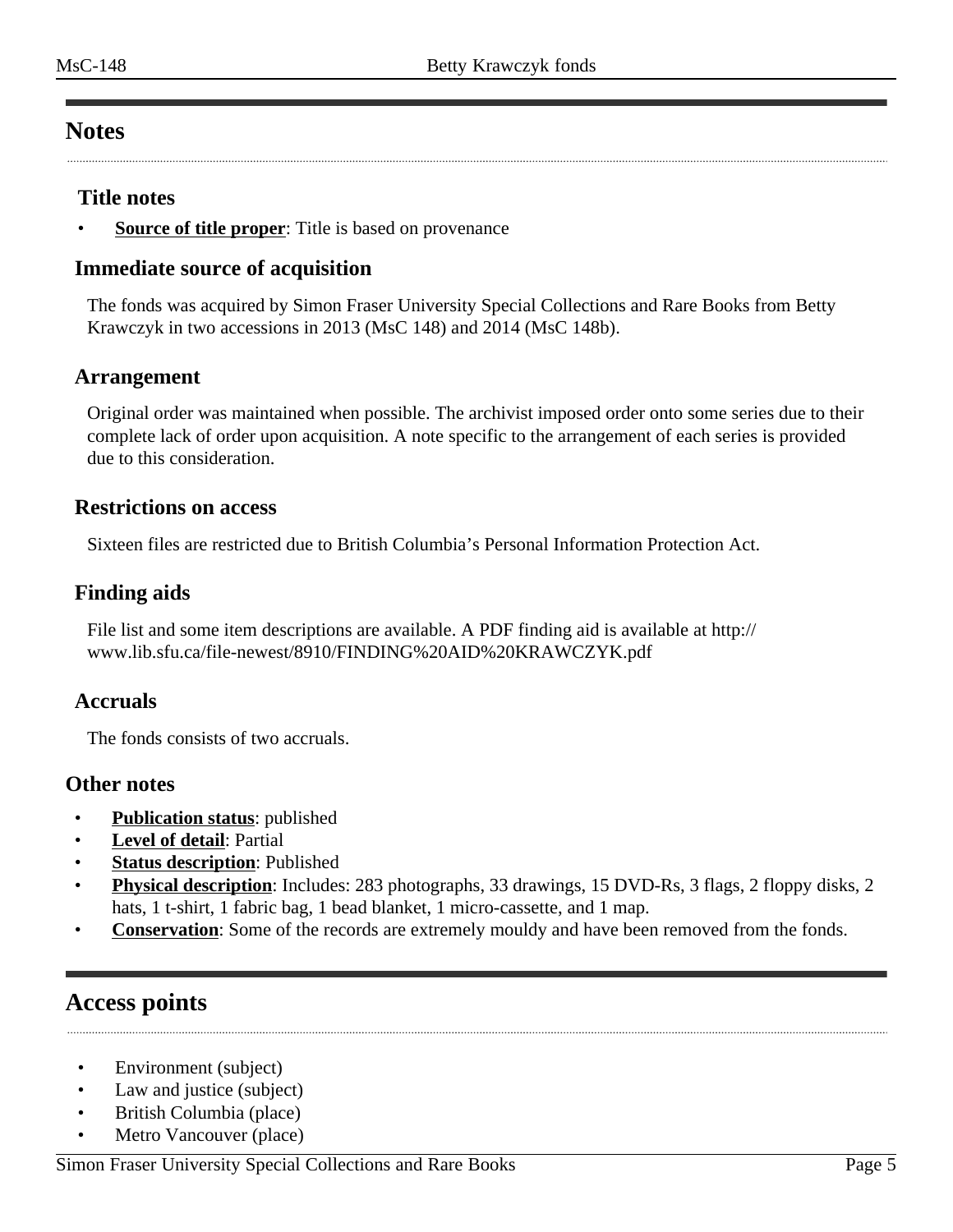## Notes

### Title notes

- **Source of title proper**: Title is based on provenance

### Immediate source of acquisition

The fonds was acquired by Simon Fraser University Special Collections and Rare Books from Betty Krawczyk in two accessions in 2013 (MsC 148) and 2014 (MsC 148b).

### Arrangement

Original order was maintained when possible. The archivist imposed order onto some series due to their complete lack of order upon acquisition. A note specific to the arrangement of each series is provided due to this consideration.

### Restrictions on access

Sixteen files are restricted due to British Columbia's Personal Information Protection Act.

### Finding aids

File list and some item descriptions are available. A PDF finding aid is available at http://www.lib.sfu.ca/file-newest/8910/FINDING%20AID%20KRAWCZYK.pdf

### Accruals

The fonds consists of two accruals.

### Other notes

- **Publication status**: published
- **Level of detail**: Partial
- **Status description**: Published
- **Physical description**: Includes: 283 photographs, 33 drawings, 15 DVD-Rs, 3 flags, 2 floppy disks, 2 hats, 1 t-shirt, 1 fabric bag, 1 bead blanket, 1 micro-cassette, and 1 map.
- **Conservation**: Some of the records are extremely mouldy and have been removed from the fonds.

## Access points

- Environment (subject)
- Law and justice (subject)
- British Columbia (place)
- Metro Vancouver (place)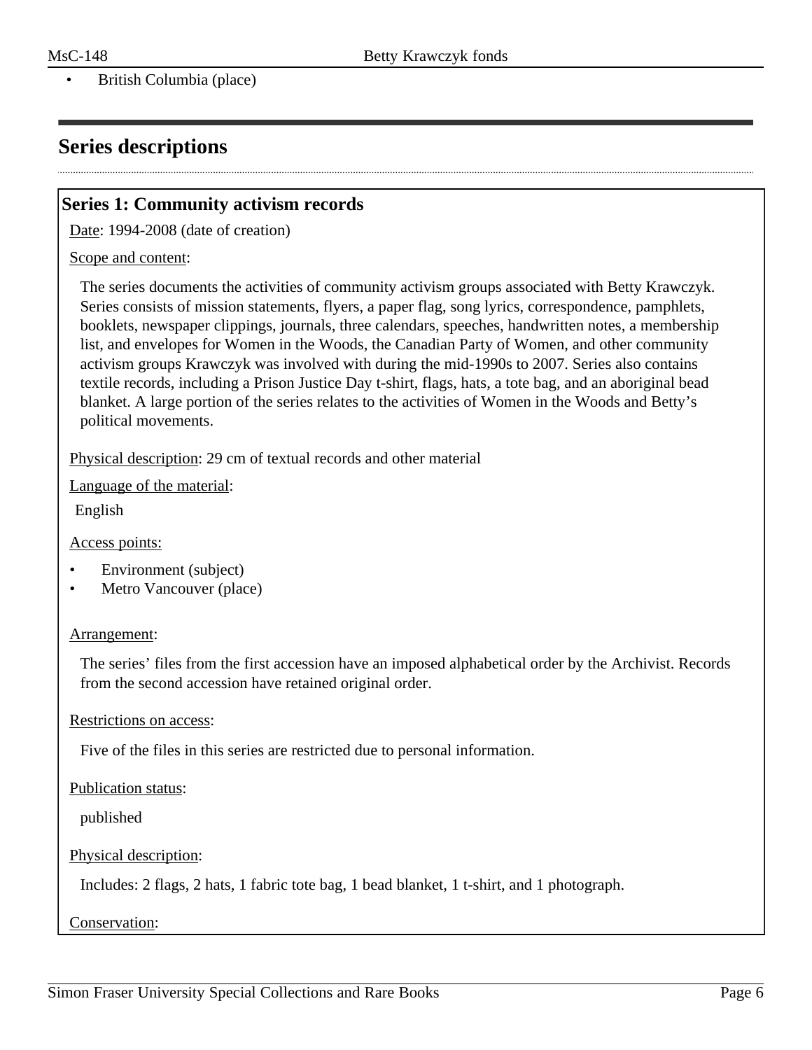- British Columbia (place)

## Series descriptions

### Series 1: Community activism records

Date: 1994-2008 (date of creation)

Scope and content:

The series documents the activities of community activism groups associated with Betty Krawczyk. Series consists of mission statements, flyers, a paper flag, song lyrics, correspondence, pamphlets, booklets, newspaper clippings, journals, three calendars, speeches, handwritten notes, a membership list, and envelopes for Women in the Woods, the Canadian Party of Women, and other community activism groups Krawczyk was involved with during the mid-1990s to 2007. Series also contains textile records, including a Prison Justice Day t-shirt, flags, hats, a tote bag, and an aboriginal bead blanket. A large portion of the series relates to the activities of Women in the Woods and Betty's political movements.

Physical description: 29 cm of textual records and other material

Language of the material:

English

Access points:

- Environment (subject)
- Metro Vancouver (place)

Arrangement:

The series' files from the first accession have an imposed alphabetical order by the Archivist. Records from the second accession have retained original order.

Restrictions on access:

Five of the files in this series are restricted due to personal information.

Publication status:

published

Physical description:

Includes: 2 flags, 2 hats, 1 fabric tote bag, 1 bead blanket, 1 t-shirt, and 1 photograph.

Conservation: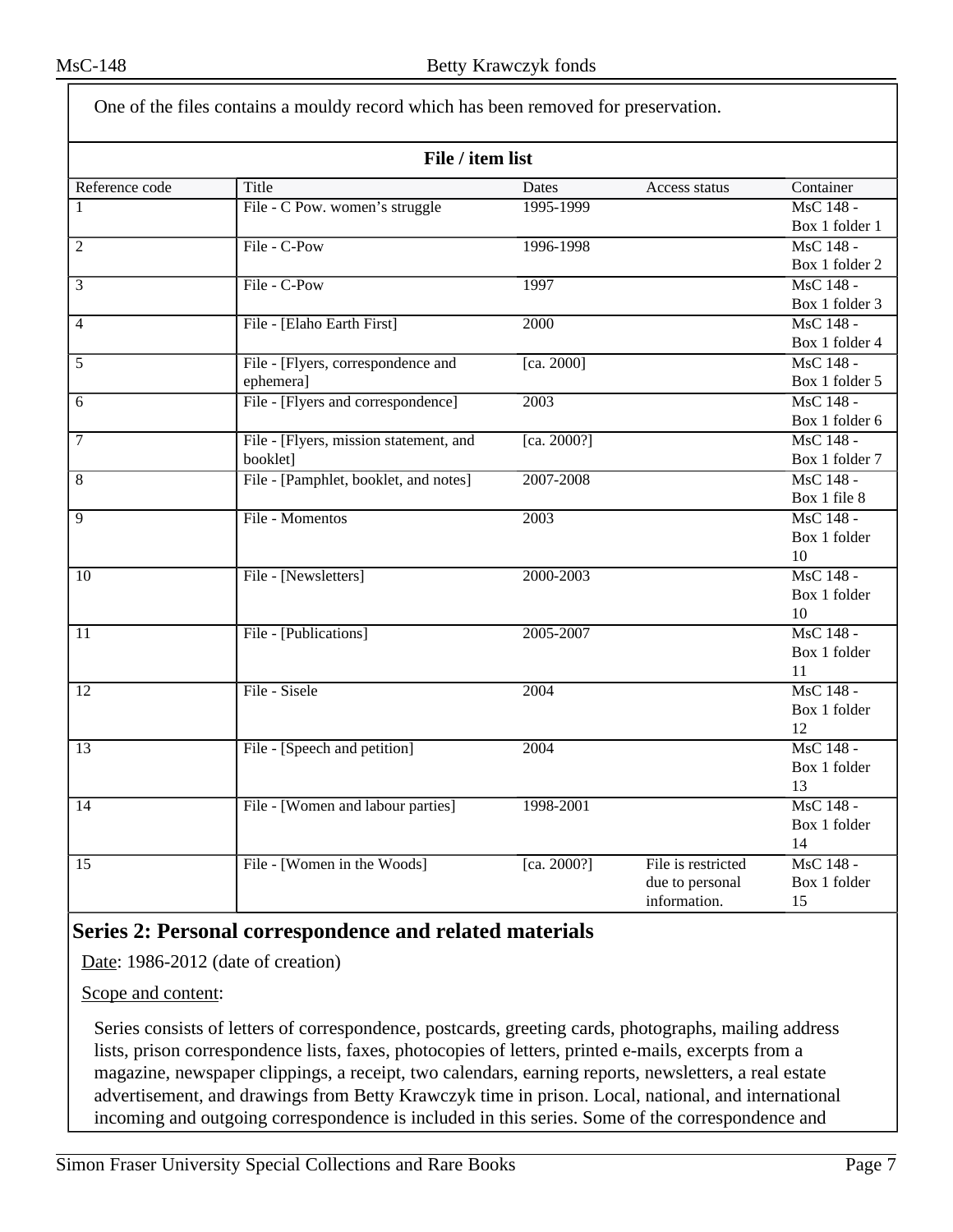One of the files contains a mouldy record which has been removed for preservation.

**File / item list**

| Reference code | Title | Dates | Access status | Container |
|---|---|---|---|---|
| 1 | File - C Pow. women's struggle | 1995-1999 | | MsC 148 - Box 1 folder 1 |
| 2 | File - C-Pow | 1996-1998 | | MsC 148 - Box 1 folder 2 |
| 3 | File - C-Pow | 1997 | | MsC 148 - Box 1 folder 3 |
| 4 | File - [Elaho Earth First] | 2000 | | MsC 148 - Box 1 folder 4 |
| 5 | File - [Flyers, correspondence and ephemera] | [ca. 2000] | | MsC 148 - Box 1 folder 5 |
| 6 | File - [Flyers and correspondence] | 2003 | | MsC 148 - Box 1 folder 6 |
| 7 | File - [Flyers, mission statement, and booklet] | [ca. 2000?] | | MsC 148 - Box 1 folder 7 |
| 8 | File - [Pamphlet, booklet, and notes] | 2007-2008 | | MsC 148 - Box 1 file 8 |
| 9 | File - Momentos | 2003 | | MsC 148 - Box 1 folder 10 |
| 10 | File - [Newsletters] | 2000-2003 | | MsC 148 - Box 1 folder 10 |
| 11 | File - [Publications] | 2005-2007 | | MsC 148 - Box 1 folder 11 |
| 12 | File - Sisele | 2004 | | MsC 148 - Box 1 folder 12 |
| 13 | File - [Speech and petition] | 2004 | | MsC 148 - Box 1 folder 13 |
| 14 | File - [Women and labour parties] | 1998-2001 | | MsC 148 - Box 1 folder 14 |
| 15 | File - [Women in the Woods] | [ca. 2000?] | File is restricted due to personal information. | MsC 148 - Box 1 folder 15 |

## Series 2: Personal correspondence and related materials

Date: 1986-2012 (date of creation)

Scope and content:

Series consists of letters of correspondence, postcards, greeting cards, photographs, mailing address lists, prison correspondence lists, faxes, photocopies of letters, printed e-mails, excerpts from a magazine, newspaper clippings, a receipt, two calendars, earning reports, newsletters, a real estate advertisement, and drawings from Betty Krawczyk time in prison. Local, national, and international incoming and outgoing correspondence is included in this series. Some of the correspondence and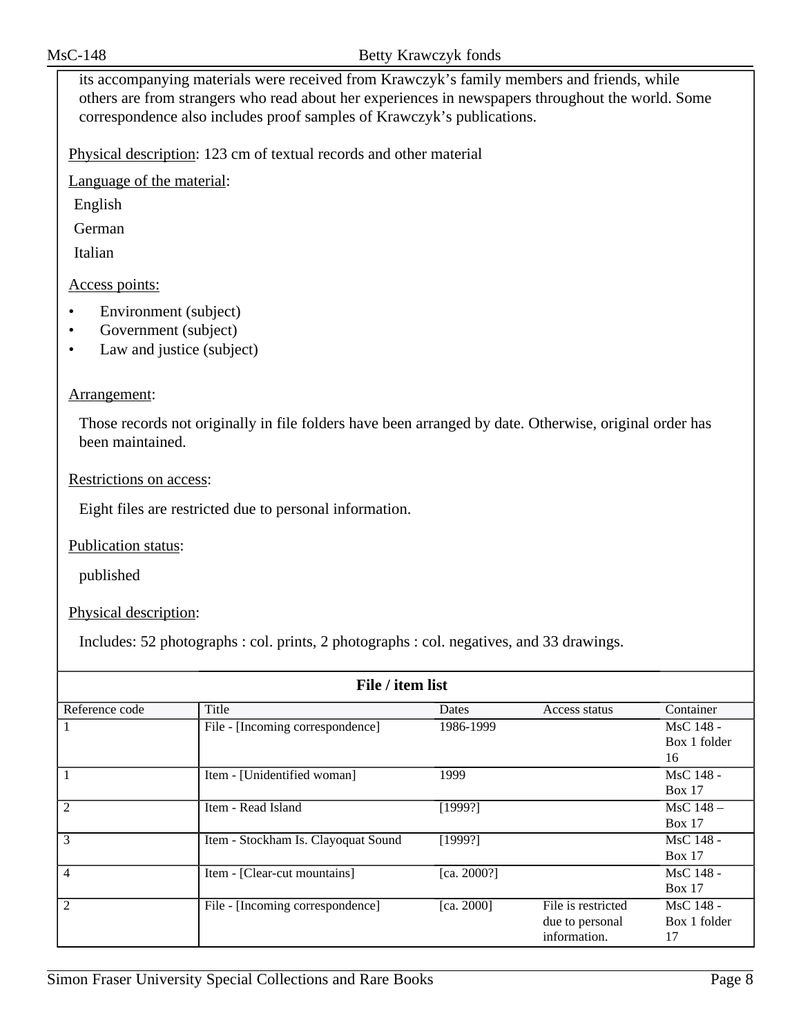its accompanying materials were received from Krawczyk's family members and friends, while others are from strangers who read about her experiences in newspapers throughout the world. Some correspondence also includes proof samples of Krawczyk's publications.

Physical description: 123 cm of textual records and other material

Language of the material:

English

German

Italian

Access points:

- Environment (subject)
- Government (subject)
- Law and justice (subject)

Arrangement:

Those records not originally in file folders have been arranged by date. Otherwise, original order has been maintained.

Restrictions on access:

Eight files are restricted due to personal information.

Publication status:

published

Physical description:

Includes: 52 photographs : col. prints, 2 photographs : col. negatives, and 33 drawings.

**File / item list**

| Reference code | Title | Dates | Access status | Container |
|---|---|---|---|---|
| 1 | File - [Incoming correspondence] | 1986-1999 | | MsC 148 - Box 1 folder 16 |
| 1 | Item - [Unidentified woman] | 1999 | | MsC 148 - Box 17 |
| 2 | Item - Read Island | [1999?] | | MsC 148 – Box 17 |
| 3 | Item - Stockham Is. Clayoquat Sound | [1999?] | | MsC 148 - Box 17 |
| 4 | Item - [Clear-cut mountains] | [ca. 2000?] | | MsC 148 - Box 17 |
| 2 | File - [Incoming correspondence] | [ca. 2000] | File is restricted due to personal information. | MsC 148 - Box 1 folder 17 |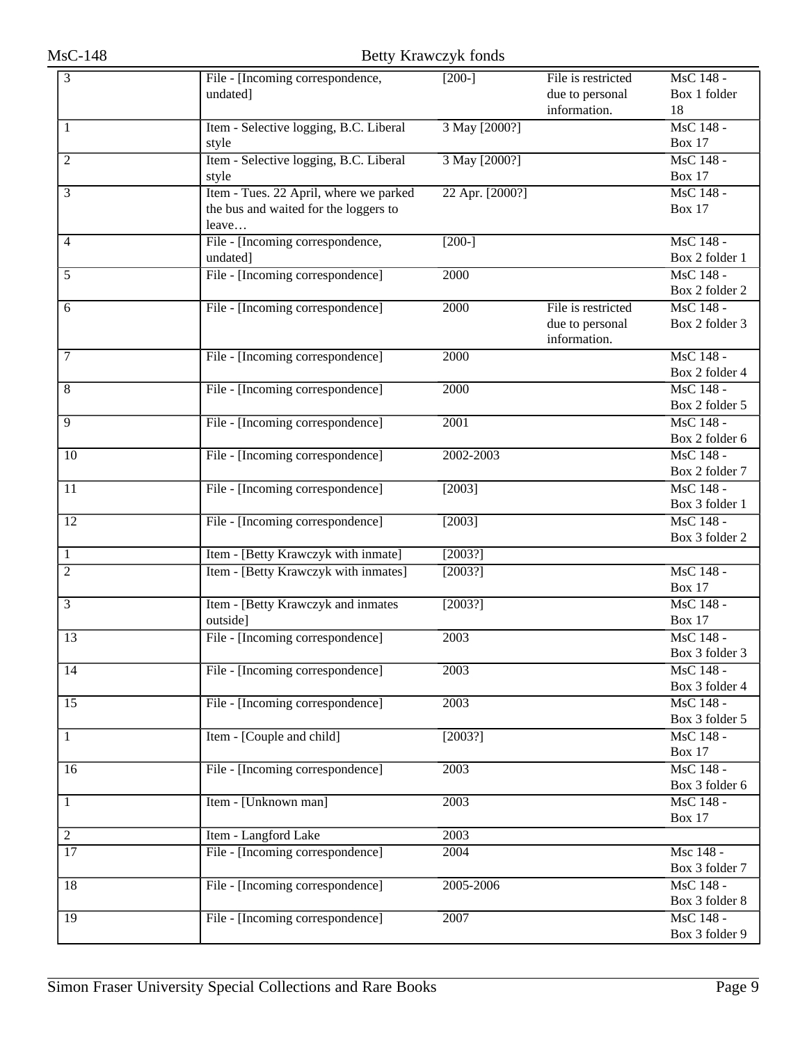| | | | | |
|---|---|---|---|---|
| 3 | File - [Incoming correspondence, undated] | [200-] | File is restricted due to personal information. | MsC 148 - Box 1 folder 18 |
| 1 | Item - Selective logging, B.C. Liberal style | 3 May [2000?] | | MsC 148 - Box 17 |
| 2 | Item - Selective logging, B.C. Liberal style | 3 May [2000?] | | MsC 148 - Box 17 |
| 3 | Item - Tues. 22 April, where we parked the bus and waited for the loggers to leave… | 22 Apr. [2000?] | | MsC 148 - Box 17 |
| 4 | File - [Incoming correspondence, undated] | [200-] | | MsC 148 - Box 2 folder 1 |
| 5 | File - [Incoming correspondence] | 2000 | | MsC 148 - Box 2 folder 2 |
| 6 | File - [Incoming correspondence] | 2000 | File is restricted due to personal information. | MsC 148 - Box 2 folder 3 |
| 7 | File - [Incoming correspondence] | 2000 | | MsC 148 - Box 2 folder 4 |
| 8 | File - [Incoming correspondence] | 2000 | | MsC 148 - Box 2 folder 5 |
| 9 | File - [Incoming correspondence] | 2001 | | MsC 148 - Box 2 folder 6 |
| 10 | File - [Incoming correspondence] | 2002-2003 | | MsC 148 - Box 2 folder 7 |
| 11 | File - [Incoming correspondence] | [2003] | | MsC 148 - Box 3 folder 1 |
| 12 | File - [Incoming correspondence] | [2003] | | MsC 148 - Box 3 folder 2 |
| 1 | Item - [Betty Krawczyk with inmate] | [2003?] | | |
| 2 | Item - [Betty Krawczyk with inmates] | [2003?] | | MsC 148 - Box 17 |
| 3 | Item - [Betty Krawczyk and inmates outside] | [2003?] | | MsC 148 - Box 17 |
| 13 | File - [Incoming correspondence] | 2003 | | MsC 148 - Box 3 folder 3 |
| 14 | File - [Incoming correspondence] | 2003 | | MsC 148 - Box 3 folder 4 |
| 15 | File - [Incoming correspondence] | 2003 | | MsC 148 - Box 3 folder 5 |
| 1 | Item - [Couple and child] | [2003?] | | MsC 148 - Box 17 |
| 16 | File - [Incoming correspondence] | 2003 | | MsC 148 - Box 3 folder 6 |
| 1 | Item - [Unknown man] | 2003 | | MsC 148 - Box 17 |
| 2 | Item - Langford Lake | 2003 | | |
| 17 | File - [Incoming correspondence] | 2004 | | Msc 148 - Box 3 folder 7 |
| 18 | File - [Incoming correspondence] | 2005-2006 | | MsC 148 - Box 3 folder 8 |
| 19 | File - [Incoming correspondence] | 2007 | | MsC 148 - Box 3 folder 9 |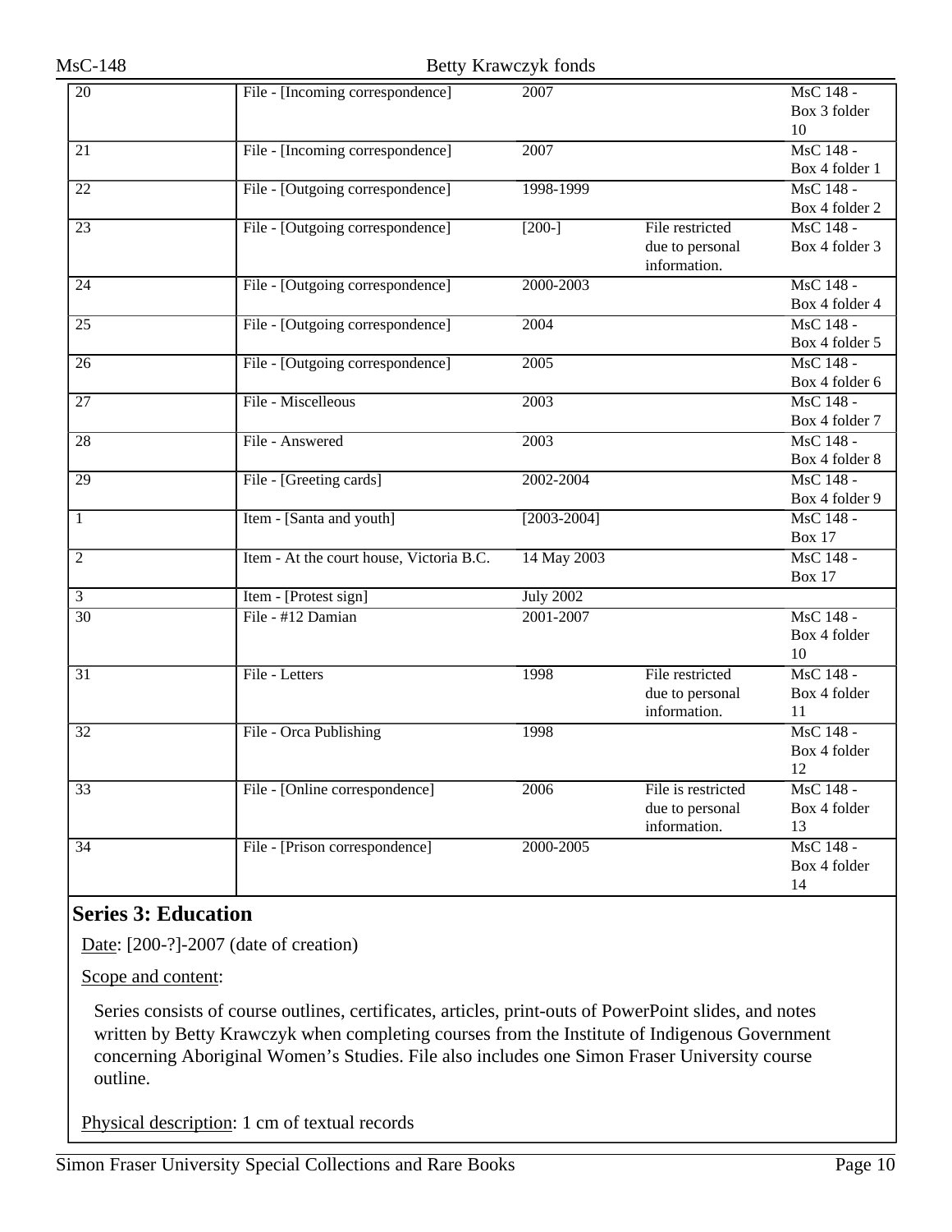| | | | | |
|---|---|---|---|---|
| 20 | File - [Incoming correspondence] | 2007 | | MsC 148 - Box 3 folder 10 |
| 21 | File - [Incoming correspondence] | 2007 | | MsC 148 - Box 4 folder 1 |
| 22 | File - [Outgoing correspondence] | 1998-1999 | | MsC 148 - Box 4 folder 2 |
| 23 | File - [Outgoing correspondence] | [200-] | File restricted due to personal information. | MsC 148 - Box 4 folder 3 |
| 24 | File - [Outgoing correspondence] | 2000-2003 | | MsC 148 - Box 4 folder 4 |
| 25 | File - [Outgoing correspondence] | 2004 | | MsC 148 - Box 4 folder 5 |
| 26 | File - [Outgoing correspondence] | 2005 | | MsC 148 - Box 4 folder 6 |
| 27 | File - Miscelleous | 2003 | | MsC 148 - Box 4 folder 7 |
| 28 | File - Answered | 2003 | | MsC 148 - Box 4 folder 8 |
| 29 | File - [Greeting cards] | 2002-2004 | | MsC 148 - Box 4 folder 9 |
| 1 | Item - [Santa and youth] | [2003-2004] | | MsC 148 - Box 17 |
| 2 | Item - At the court house, Victoria B.C. | 14 May 2003 | | MsC 148 - Box 17 |
| 3 | Item - [Protest sign] | July 2002 | | |
| 30 | File - #12 Damian | 2001-2007 | | MsC 148 - Box 4 folder 10 |
| 31 | File - Letters | 1998 | File restricted due to personal information. | MsC 148 - Box 4 folder 11 |
| 32 | File - Orca Publishing | 1998 | | MsC 148 - Box 4 folder 12 |
| 33 | File - [Online correspondence] | 2006 | File is restricted due to personal information. | MsC 148 - Box 4 folder 13 |
| 34 | File - [Prison correspondence] | 2000-2005 | | MsC 148 - Box 4 folder 14 |

## Series 3: Education

Date: [200-?]-2007 (date of creation)

Scope and content:

Series consists of course outlines, certificates, articles, print-outs of PowerPoint slides, and notes written by Betty Krawczyk when completing courses from the Institute of Indigenous Government concerning Aboriginal Women's Studies. File also includes one Simon Fraser University course outline.

Physical description: 1 cm of textual records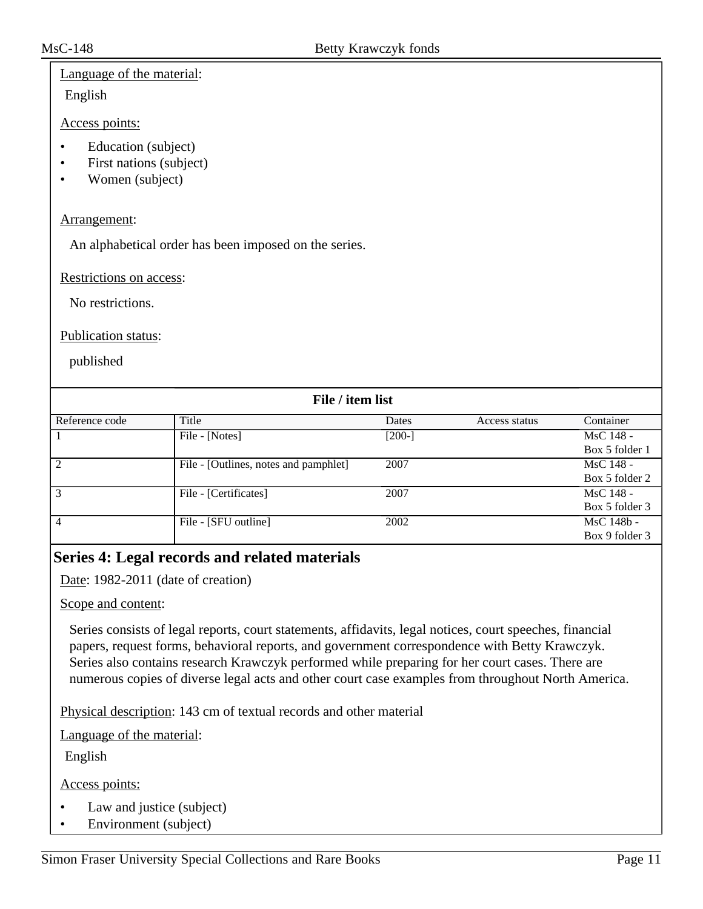Language of the material:

English

Access points:

- Education (subject)
- First nations (subject)
- Women (subject)

Arrangement:

An alphabetical order has been imposed on the series.

Restrictions on access:

No restrictions.

Publication status:

published

**File / item list**

| Reference code | Title | Dates | Access status | Container |
|---|---|---|---|---|
| 1 | File - [Notes] | [200-] | | MsC 148 - Box 5 folder 1 |
| 2 | File - [Outlines, notes and pamphlet] | 2007 | | MsC 148 - Box 5 folder 2 |
| 3 | File - [Certificates] | 2007 | | MsC 148 - Box 5 folder 3 |
| 4 | File - [SFU outline] | 2002 | | MsC 148b - Box 9 folder 3 |

## Series 4: Legal records and related materials

Date: 1982-2011 (date of creation)

Scope and content:

Series consists of legal reports, court statements, affidavits, legal notices, court speeches, financial papers, request forms, behavioral reports, and government correspondence with Betty Krawczyk. Series also contains research Krawczyk performed while preparing for her court cases. There are numerous copies of diverse legal acts and other court case examples from throughout North America.

Physical description: 143 cm of textual records and other material

Language of the material:

English

Access points:

- Law and justice (subject)
- Environment (subject)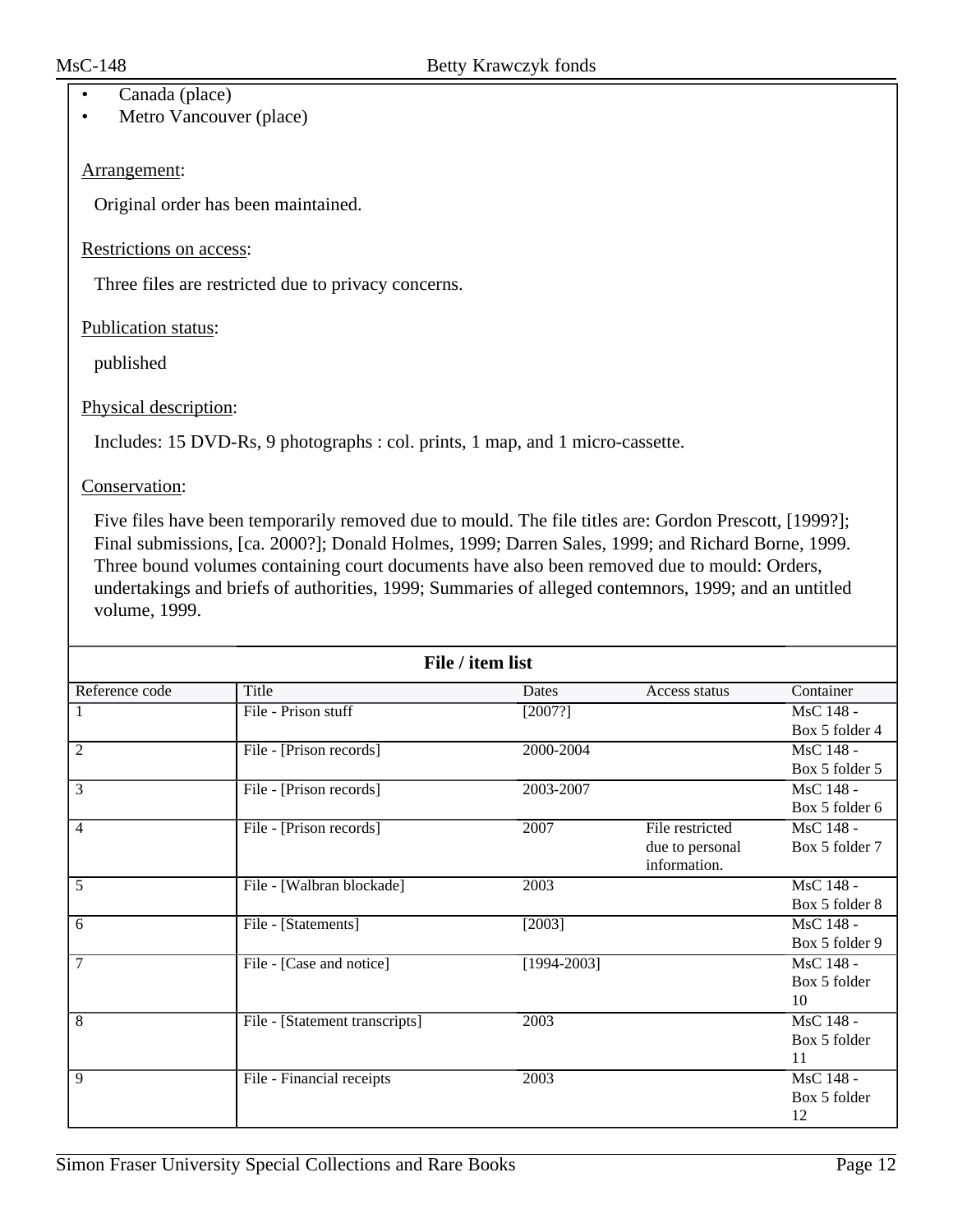- Canada (place)
- Metro Vancouver (place)

Arrangement:

Original order has been maintained.

Restrictions on access:

Three files are restricted due to privacy concerns.

Publication status:

published

Physical description:

Includes: 15 DVD-Rs, 9 photographs : col. prints, 1 map, and 1 micro-cassette.

Conservation:

Five files have been temporarily removed due to mould. The file titles are: Gordon Prescott, [1999?]; Final submissions, [ca. 2000?]; Donald Holmes, 1999; Darren Sales, 1999; and Richard Borne, 1999. Three bound volumes containing court documents have also been removed due to mould: Orders, undertakings and briefs of authorities, 1999; Summaries of alleged contemnors, 1999; and an untitled volume, 1999.

**File / item list**

| Reference code | Title | Dates | Access status | Container |
|---|---|---|---|---|
| 1 | File - Prison stuff | [2007?] | | MsC 148 - Box 5 folder 4 |
| 2 | File - [Prison records] | 2000-2004 | | MsC 148 - Box 5 folder 5 |
| 3 | File - [Prison records] | 2003-2007 | | MsC 148 - Box 5 folder 6 |
| 4 | File - [Prison records] | 2007 | File restricted due to personal information. | MsC 148 - Box 5 folder 7 |
| 5 | File - [Walbran blockade] | 2003 | | MsC 148 - Box 5 folder 8 |
| 6 | File - [Statements] | [2003] | | MsC 148 - Box 5 folder 9 |
| 7 | File - [Case and notice] | [1994-2003] | | MsC 148 - Box 5 folder 10 |
| 8 | File - [Statement transcripts] | 2003 | | MsC 148 - Box 5 folder 11 |
| 9 | File - Financial receipts | 2003 | | MsC 148 - Box 5 folder 12 |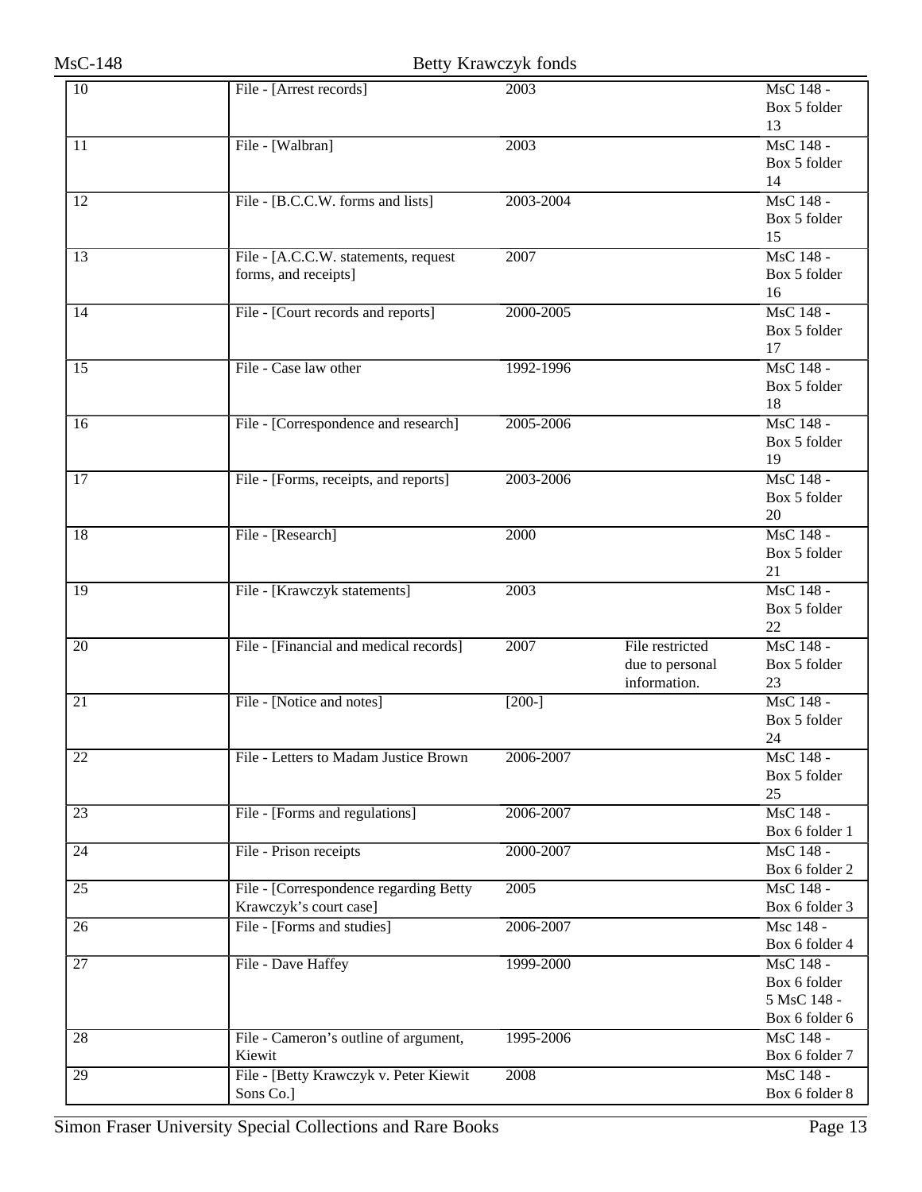| | | | | |
|---|---|---|---|---|
| 10 | File - [Arrest records] | 2003 | | MsC 148 - Box 5 folder 13 |
| 11 | File - [Walbran] | 2003 | | MsC 148 - Box 5 folder 14 |
| 12 | File - [B.C.C.W. forms and lists] | 2003-2004 | | MsC 148 - Box 5 folder 15 |
| 13 | File - [A.C.C.W. statements, request forms, and receipts] | 2007 | | MsC 148 - Box 5 folder 16 |
| 14 | File - [Court records and reports] | 2000-2005 | | MsC 148 - Box 5 folder 17 |
| 15 | File - Case law other | 1992-1996 | | MsC 148 - Box 5 folder 18 |
| 16 | File - [Correspondence and research] | 2005-2006 | | MsC 148 - Box 5 folder 19 |
| 17 | File - [Forms, receipts, and reports] | 2003-2006 | | MsC 148 - Box 5 folder 20 |
| 18 | File - [Research] | 2000 | | MsC 148 - Box 5 folder 21 |
| 19 | File - [Krawczyk statements] | 2003 | | MsC 148 - Box 5 folder 22 |
| 20 | File - [Financial and medical records] | 2007 | File restricted due to personal information. | MsC 148 - Box 5 folder 23 |
| 21 | File - [Notice and notes] | [200-] | | MsC 148 - Box 5 folder 24 |
| 22 | File - Letters to Madam Justice Brown | 2006-2007 | | MsC 148 - Box 5 folder 25 |
| 23 | File - [Forms and regulations] | 2006-2007 | | MsC 148 - Box 6 folder 1 |
| 24 | File - Prison receipts | 2000-2007 | | MsC 148 - Box 6 folder 2 |
| 25 | File - [Correspondence regarding Betty Krawczyk's court case] | 2005 | | MsC 148 - Box 6 folder 3 |
| 26 | File - [Forms and studies] | 2006-2007 | | Msc 148 - Box 6 folder 4 |
| 27 | File - Dave Haffey | 1999-2000 | | MsC 148 - Box 6 folder 5 MsC 148 - Box 6 folder 6 |
| 28 | File - Cameron's outline of argument, Kiewit | 1995-2006 | | MsC 148 - Box 6 folder 7 |
| 29 | File - [Betty Krawczyk v. Peter Kiewit Sons Co.] | 2008 | | MsC 148 - Box 6 folder 8 |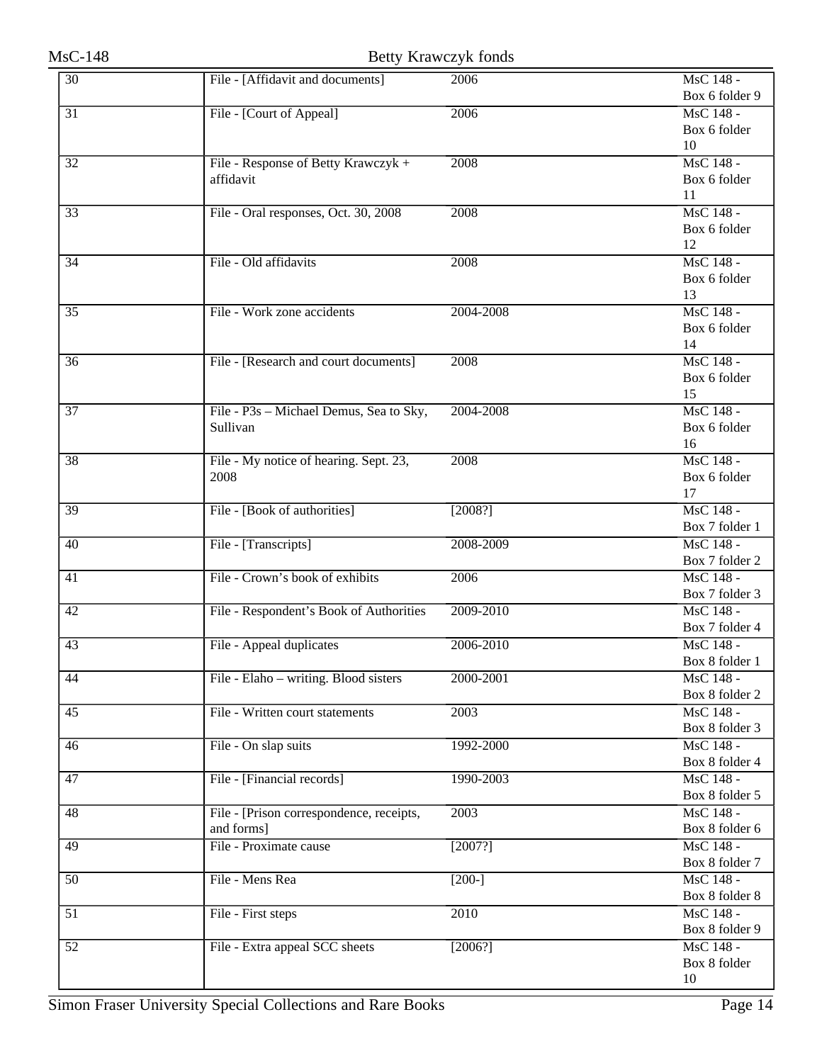| | | | |
|---|---|---|---|
| 30 | File - [Affidavit and documents] | 2006 | MsC 148 - Box 6 folder 9 |
| 31 | File - [Court of Appeal] | 2006 | MsC 148 - Box 6 folder 10 |
| 32 | File - Response of Betty Krawczyk + affidavit | 2008 | MsC 148 - Box 6 folder 11 |
| 33 | File - Oral responses, Oct. 30, 2008 | 2008 | MsC 148 - Box 6 folder 12 |
| 34 | File - Old affidavits | 2008 | MsC 148 - Box 6 folder 13 |
| 35 | File - Work zone accidents | 2004-2008 | MsC 148 - Box 6 folder 14 |
| 36 | File - [Research and court documents] | 2008 | MsC 148 - Box 6 folder 15 |
| 37 | File - P3s – Michael Demus, Sea to Sky, Sullivan | 2004-2008 | MsC 148 - Box 6 folder 16 |
| 38 | File - My notice of hearing. Sept. 23, 2008 | 2008 | MsC 148 - Box 6 folder 17 |
| 39 | File - [Book of authorities] | [2008?] | MsC 148 - Box 7 folder 1 |
| 40 | File - [Transcripts] | 2008-2009 | MsC 148 - Box 7 folder 2 |
| 41 | File - Crown's book of exhibits | 2006 | MsC 148 - Box 7 folder 3 |
| 42 | File - Respondent's Book of Authorities | 2009-2010 | MsC 148 - Box 7 folder 4 |
| 43 | File - Appeal duplicates | 2006-2010 | MsC 148 - Box 8 folder 1 |
| 44 | File - Elaho – writing. Blood sisters | 2000-2001 | MsC 148 - Box 8 folder 2 |
| 45 | File - Written court statements | 2003 | MsC 148 - Box 8 folder 3 |
| 46 | File - On slap suits | 1992-2000 | MsC 148 - Box 8 folder 4 |
| 47 | File - [Financial records] | 1990-2003 | MsC 148 - Box 8 folder 5 |
| 48 | File - [Prison correspondence, receipts, and forms] | 2003 | MsC 148 - Box 8 folder 6 |
| 49 | File - Proximate cause | [2007?] | MsC 148 - Box 8 folder 7 |
| 50 | File - Mens Rea | [200-] | MsC 148 - Box 8 folder 8 |
| 51 | File - First steps | 2010 | MsC 148 - Box 8 folder 9 |
| 52 | File - Extra appeal SCC sheets | [2006?] | MsC 148 - Box 8 folder 10 |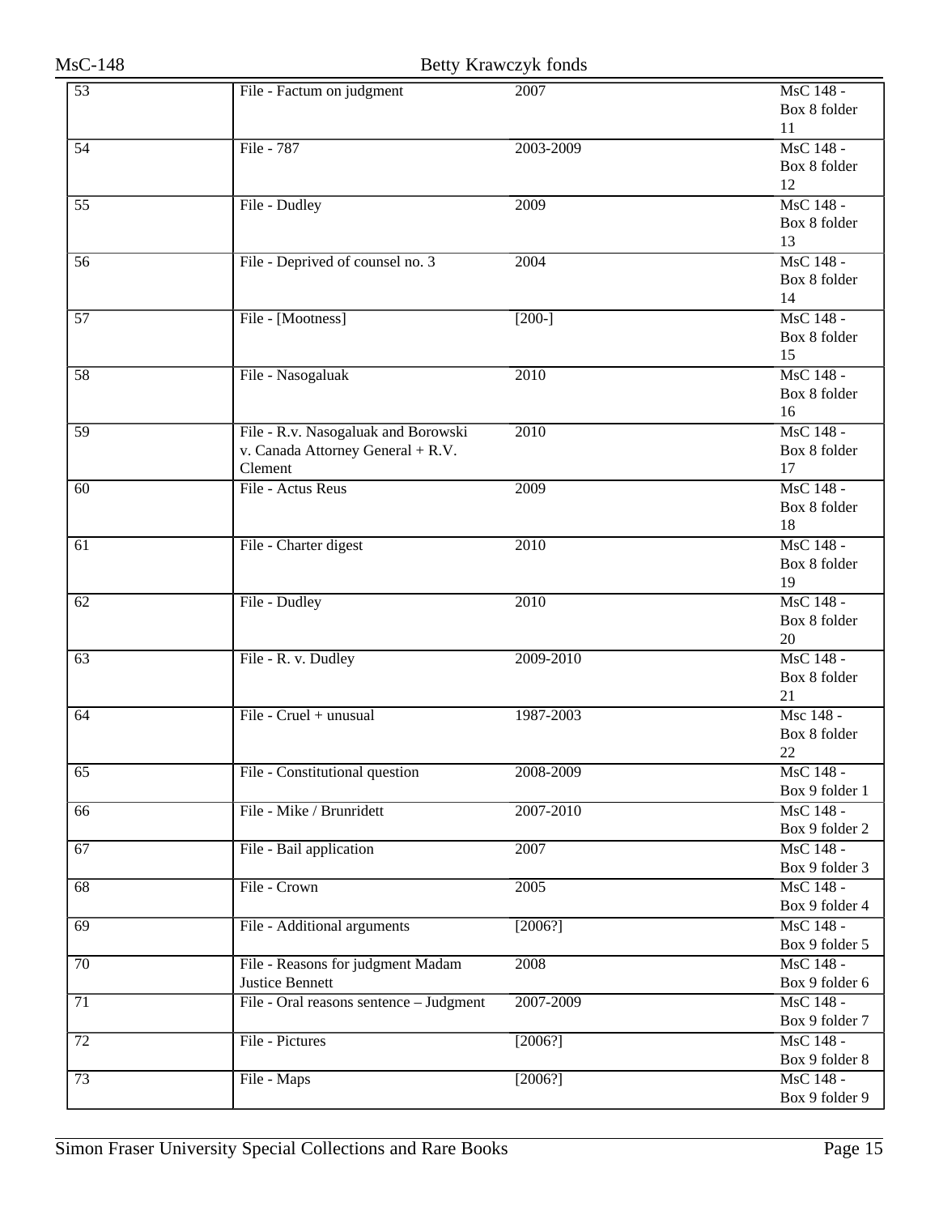| | | | |
|---|---|---|---|
| 53 | File - Factum on judgment | 2007 | MsC 148 - Box 8 folder 11 |
| 54 | File - 787 | 2003-2009 | MsC 148 - Box 8 folder 12 |
| 55 | File - Dudley | 2009 | MsC 148 - Box 8 folder 13 |
| 56 | File - Deprived of counsel no. 3 | 2004 | MsC 148 - Box 8 folder 14 |
| 57 | File - [Mootness] | [200-] | MsC 148 - Box 8 folder 15 |
| 58 | File - Nasogaluak | 2010 | MsC 148 - Box 8 folder 16 |
| 59 | File - R.v. Nasogaluak and Borowski v. Canada Attorney General + R.V. Clement | 2010 | MsC 148 - Box 8 folder 17 |
| 60 | File - Actus Reus | 2009 | MsC 148 - Box 8 folder 18 |
| 61 | File - Charter digest | 2010 | MsC 148 - Box 8 folder 19 |
| 62 | File - Dudley | 2010 | MsC 148 - Box 8 folder 20 |
| 63 | File - R. v. Dudley | 2009-2010 | MsC 148 - Box 8 folder 21 |
| 64 | File - Cruel + unusual | 1987-2003 | Msc 148 - Box 8 folder 22 |
| 65 | File - Constitutional question | 2008-2009 | MsC 148 - Box 9 folder 1 |
| 66 | File - Mike / Brunridett | 2007-2010 | MsC 148 - Box 9 folder 2 |
| 67 | File - Bail application | 2007 | MsC 148 - Box 9 folder 3 |
| 68 | File - Crown | 2005 | MsC 148 - Box 9 folder 4 |
| 69 | File - Additional arguments | [2006?] | MsC 148 - Box 9 folder 5 |
| 70 | File - Reasons for judgment Madam Justice Bennett | 2008 | MsC 148 - Box 9 folder 6 |
| 71 | File - Oral reasons sentence – Judgment | 2007-2009 | MsC 148 - Box 9 folder 7 |
| 72 | File - Pictures | [2006?] | MsC 148 - Box 9 folder 8 |
| 73 | File - Maps | [2006?] | MsC 148 - Box 9 folder 9 |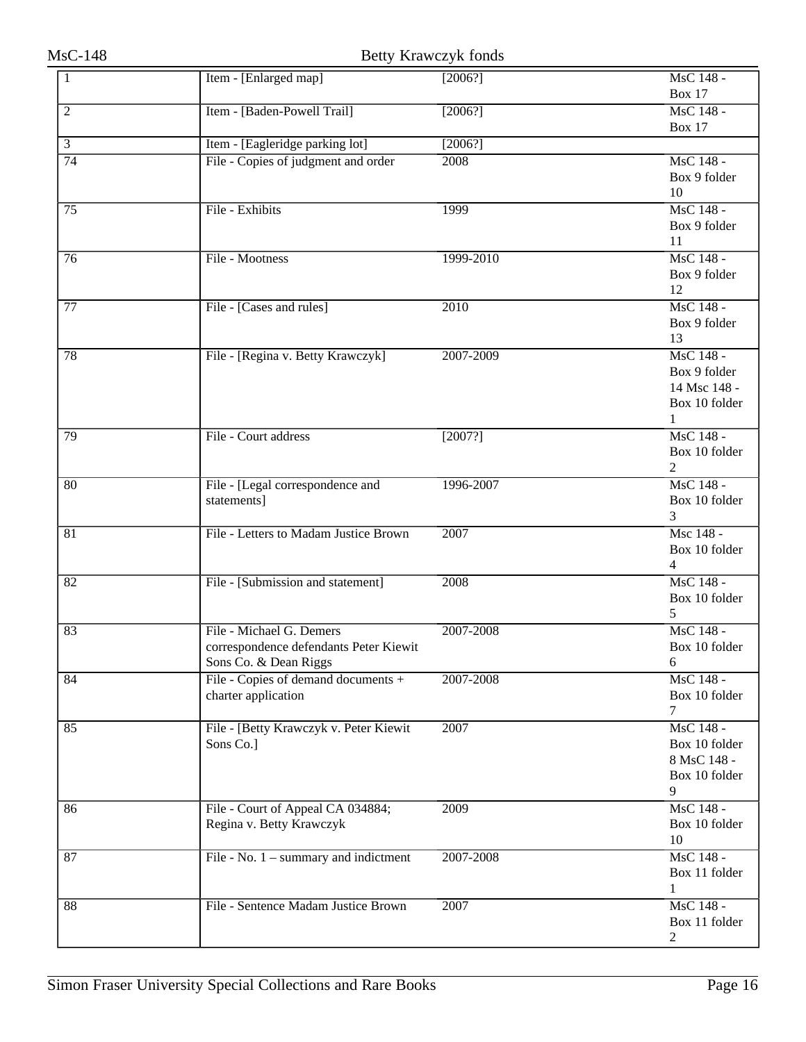| 1 | Item - [Enlarged map] | [2006?] | MsC 148 - Box 17 |
|---|---|---|---|
| 2 | Item - [Baden-Powell Trail] | [2006?] | MsC 148 - Box 17 |
| 3 | Item - [Eagleridge parking lot] | [2006?] | |
| 74 | File - Copies of judgment and order | 2008 | MsC 148 - Box 9 folder 10 |
| 75 | File - Exhibits | 1999 | MsC 148 - Box 9 folder 11 |
| 76 | File - Mootness | 1999-2010 | MsC 148 - Box 9 folder 12 |
| 77 | File - [Cases and rules] | 2010 | MsC 148 - Box 9 folder 13 |
| 78 | File - [Regina v. Betty Krawczyk] | 2007-2009 | MsC 148 - Box 9 folder 14 Msc 148 - Box 10 folder 1 |
| 79 | File - Court address | [2007?] | MsC 148 - Box 10 folder 2 |
| 80 | File - [Legal correspondence and statements] | 1996-2007 | MsC 148 - Box 10 folder 3 |
| 81 | File - Letters to Madam Justice Brown | 2007 | Msc 148 - Box 10 folder 4 |
| 82 | File - [Submission and statement] | 2008 | MsC 148 - Box 10 folder 5 |
| 83 | File - Michael G. Demers correspondence defendants Peter Kiewit Sons Co. & Dean Riggs | 2007-2008 | MsC 148 - Box 10 folder 6 |
| 84 | File - Copies of demand documents + charter application | 2007-2008 | MsC 148 - Box 10 folder 7 |
| 85 | File - [Betty Krawczyk v. Peter Kiewit Sons Co.] | 2007 | MsC 148 - Box 10 folder 8 MsC 148 - Box 10 folder 9 |
| 86 | File - Court of Appeal CA 034884; Regina v. Betty Krawczyk | 2009 | MsC 148 - Box 10 folder 10 |
| 87 | File - No. 1 – summary and indictment | 2007-2008 | MsC 148 - Box 11 folder 1 |
| 88 | File - Sentence Madam Justice Brown | 2007 | MsC 148 - Box 11 folder 2 |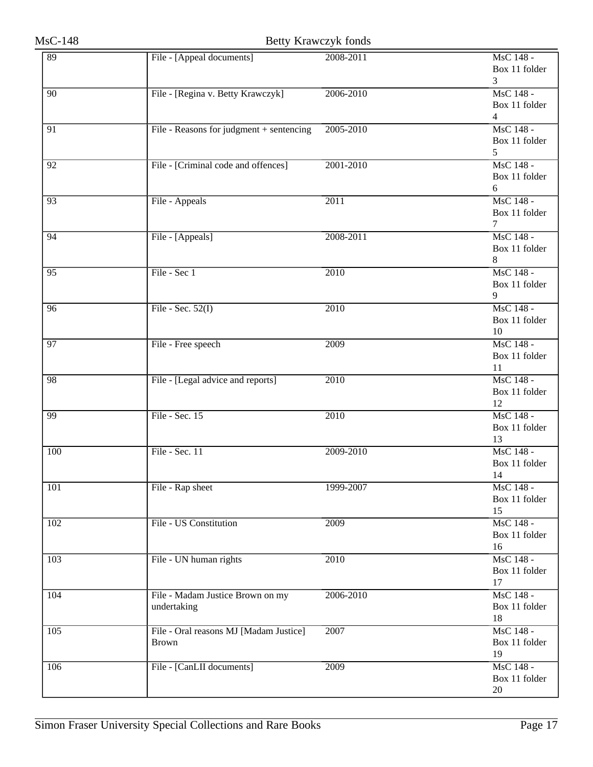| | | | |
|---|---|---|---|
| 89 | File - [Appeal documents] | 2008-2011 | MsC 148 - Box 11 folder 3 |
| 90 | File - [Regina v. Betty Krawczyk] | 2006-2010 | MsC 148 - Box 11 folder 4 |
| 91 | File - Reasons for judgment + sentencing | 2005-2010 | MsC 148 - Box 11 folder 5 |
| 92 | File - [Criminal code and offences] | 2001-2010 | MsC 148 - Box 11 folder 6 |
| 93 | File - Appeals | 2011 | MsC 148 - Box 11 folder 7 |
| 94 | File - [Appeals] | 2008-2011 | MsC 148 - Box 11 folder 8 |
| 95 | File - Sec 1 | 2010 | MsC 148 - Box 11 folder 9 |
| 96 | File - Sec. 52(I) | 2010 | MsC 148 - Box 11 folder 10 |
| 97 | File - Free speech | 2009 | MsC 148 - Box 11 folder 11 |
| 98 | File - [Legal advice and reports] | 2010 | MsC 148 - Box 11 folder 12 |
| 99 | File - Sec. 15 | 2010 | MsC 148 - Box 11 folder 13 |
| 100 | File - Sec. 11 | 2009-2010 | MsC 148 - Box 11 folder 14 |
| 101 | File - Rap sheet | 1999-2007 | MsC 148 - Box 11 folder 15 |
| 102 | File - US Constitution | 2009 | MsC 148 - Box 11 folder 16 |
| 103 | File - UN human rights | 2010 | MsC 148 - Box 11 folder 17 |
| 104 | File - Madam Justice Brown on my undertaking | 2006-2010 | MsC 148 - Box 11 folder 18 |
| 105 | File - Oral reasons MJ [Madam Justice] Brown | 2007 | MsC 148 - Box 11 folder 19 |
| 106 | File - [CanLII documents] | 2009 | MsC 148 - Box 11 folder 20 |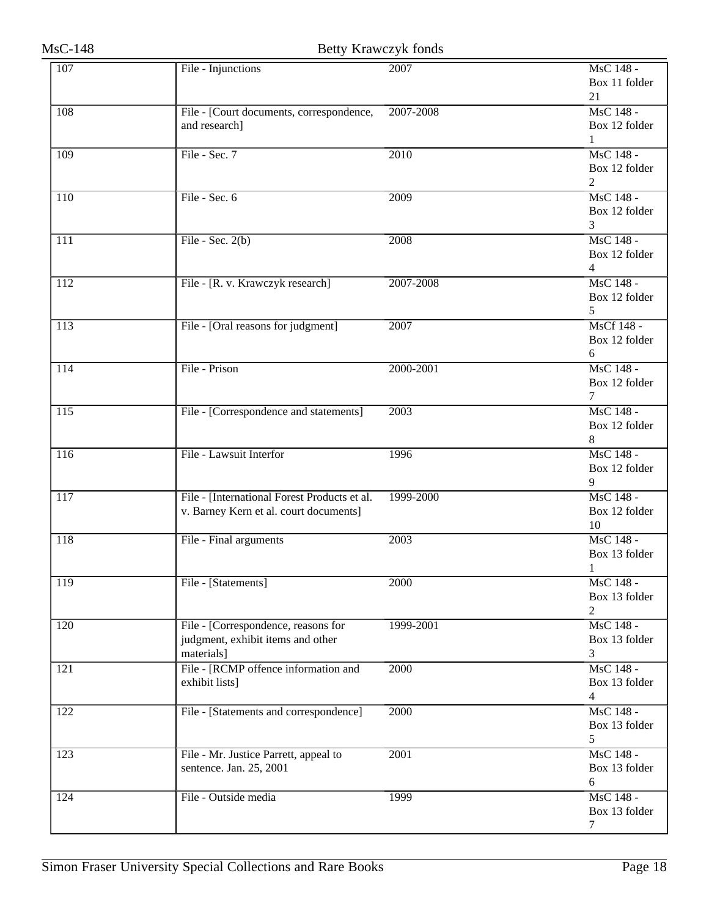| | | | |
|---|---|---|---|
| 107 | File - Injunctions | 2007 | MsC 148 - Box 11 folder 21 |
| 108 | File - [Court documents, correspondence, and research] | 2007-2008 | MsC 148 - Box 12 folder 1 |
| 109 | File - Sec. 7 | 2010 | MsC 148 - Box 12 folder 2 |
| 110 | File - Sec. 6 | 2009 | MsC 148 - Box 12 folder 3 |
| 111 | File - Sec. 2(b) | 2008 | MsC 148 - Box 12 folder 4 |
| 112 | File - [R. v. Krawczyk research] | 2007-2008 | MsC 148 - Box 12 folder 5 |
| 113 | File - [Oral reasons for judgment] | 2007 | MsCf 148 - Box 12 folder 6 |
| 114 | File - Prison | 2000-2001 | MsC 148 - Box 12 folder 7 |
| 115 | File - [Correspondence and statements] | 2003 | MsC 148 - Box 12 folder 8 |
| 116 | File - Lawsuit Interfor | 1996 | MsC 148 - Box 12 folder 9 |
| 117 | File - [International Forest Products et al. v. Barney Kern et al. court documents] | 1999-2000 | MsC 148 - Box 12 folder 10 |
| 118 | File - Final arguments | 2003 | MsC 148 - Box 13 folder 1 |
| 119 | File - [Statements] | 2000 | MsC 148 - Box 13 folder 2 |
| 120 | File - [Correspondence, reasons for judgment, exhibit items and other materials] | 1999-2001 | MsC 148 - Box 13 folder 3 |
| 121 | File - [RCMP offence information and exhibit lists] | 2000 | MsC 148 - Box 13 folder 4 |
| 122 | File - [Statements and correspondence] | 2000 | MsC 148 - Box 13 folder 5 |
| 123 | File - Mr. Justice Parrett, appeal to sentence. Jan. 25, 2001 | 2001 | MsC 148 - Box 13 folder 6 |
| 124 | File - Outside media | 1999 | MsC 148 - Box 13 folder 7 |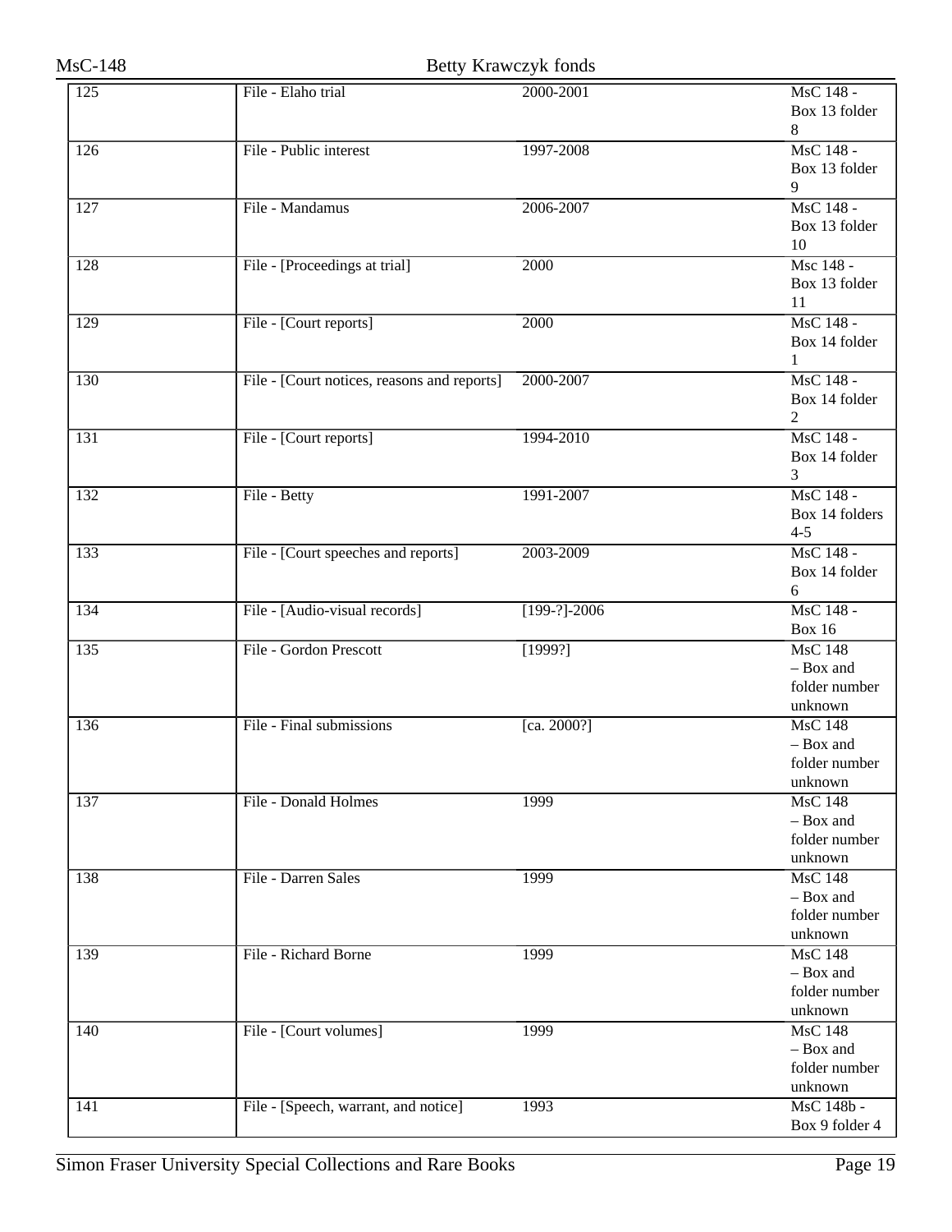| | | | |
|---|---|---|---|
| 125 | File - Elaho trial | 2000-2001 | MsC 148 - Box 13 folder 8 |
| 126 | File - Public interest | 1997-2008 | MsC 148 - Box 13 folder 9 |
| 127 | File - Mandamus | 2006-2007 | MsC 148 - Box 13 folder 10 |
| 128 | File - [Proceedings at trial] | 2000 | Msc 148 - Box 13 folder 11 |
| 129 | File - [Court reports] | 2000 | MsC 148 - Box 14 folder 1 |
| 130 | File - [Court notices, reasons and reports] | 2000-2007 | MsC 148 - Box 14 folder 2 |
| 131 | File - [Court reports] | 1994-2010 | MsC 148 - Box 14 folder 3 |
| 132 | File - Betty | 1991-2007 | MsC 148 - Box 14 folders 4-5 |
| 133 | File - [Court speeches and reports] | 2003-2009 | MsC 148 - Box 14 folder 6 |
| 134 | File - [Audio-visual records] | [199-?]-2006 | MsC 148 - Box 16 |
| 135 | File - Gordon Prescott | [1999?] | MsC 148 – Box and folder number unknown |
| 136 | File - Final submissions | [ca. 2000?] | MsC 148 – Box and folder number unknown |
| 137 | File - Donald Holmes | 1999 | MsC 148 – Box and folder number unknown |
| 138 | File - Darren Sales | 1999 | MsC 148 – Box and folder number unknown |
| 139 | File - Richard Borne | 1999 | MsC 148 – Box and folder number unknown |
| 140 | File - [Court volumes] | 1999 | MsC 148 – Box and folder number unknown |
| 141 | File - [Speech, warrant, and notice] | 1993 | MsC 148b - Box 9 folder 4 |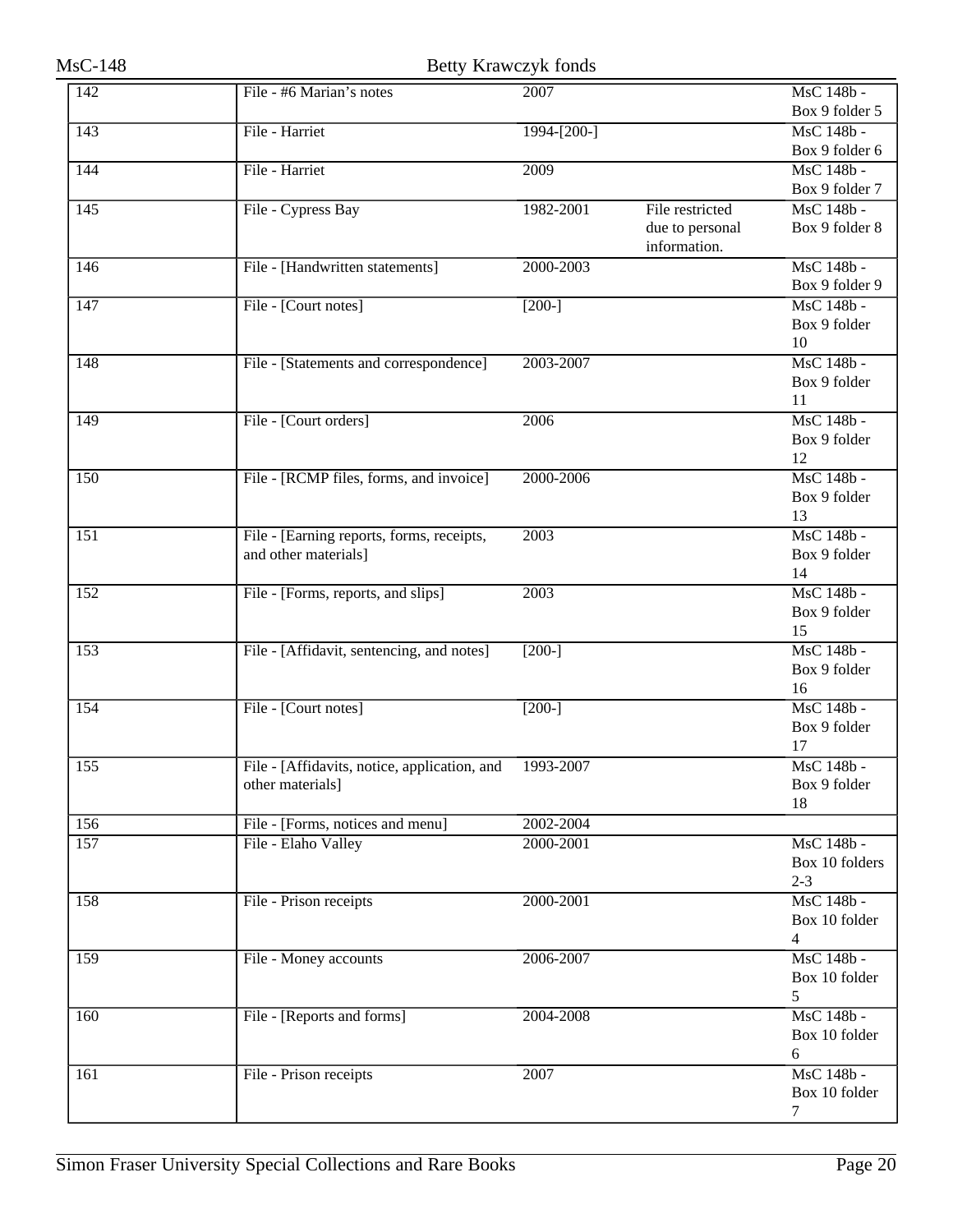| 142 | File - #6 Marian's notes | 2007 | | MsC 148b - Box 9 folder 5 |
|---|---|---|---|---|
| 143 | File - Harriet | 1994-[200-] | | MsC 148b - Box 9 folder 6 |
| 144 | File - Harriet | 2009 | | MsC 148b - Box 9 folder 7 |
| 145 | File - Cypress Bay | 1982-2001 | File restricted due to personal information. | MsC 148b - Box 9 folder 8 |
| 146 | File - [Handwritten statements] | 2000-2003 | | MsC 148b - Box 9 folder 9 |
| 147 | File - [Court notes] | [200-] | | MsC 148b - Box 9 folder 10 |
| 148 | File - [Statements and correspondence] | 2003-2007 | | MsC 148b - Box 9 folder 11 |
| 149 | File - [Court orders] | 2006 | | MsC 148b - Box 9 folder 12 |
| 150 | File - [RCMP files, forms, and invoice] | 2000-2006 | | MsC 148b - Box 9 folder 13 |
| 151 | File - [Earning reports, forms, receipts, and other materials] | 2003 | | MsC 148b - Box 9 folder 14 |
| 152 | File - [Forms, reports, and slips] | 2003 | | MsC 148b - Box 9 folder 15 |
| 153 | File - [Affidavit, sentencing, and notes] | [200-] | | MsC 148b - Box 9 folder 16 |
| 154 | File - [Court notes] | [200-] | | MsC 148b - Box 9 folder 17 |
| 155 | File - [Affidavits, notice, application, and other materials] | 1993-2007 | | MsC 148b - Box 9 folder 18 |
| 156 | File - [Forms, notices and menu] | 2002-2004 | | |
| 157 | File - Elaho Valley | 2000-2001 | | MsC 148b - Box 10 folders 2-3 |
| 158 | File - Prison receipts | 2000-2001 | | MsC 148b - Box 10 folder 4 |
| 159 | File - Money accounts | 2006-2007 | | MsC 148b - Box 10 folder 5 |
| 160 | File - [Reports and forms] | 2004-2008 | | MsC 148b - Box 10 folder 6 |
| 161 | File - Prison receipts | 2007 | | MsC 148b - Box 10 folder 7 |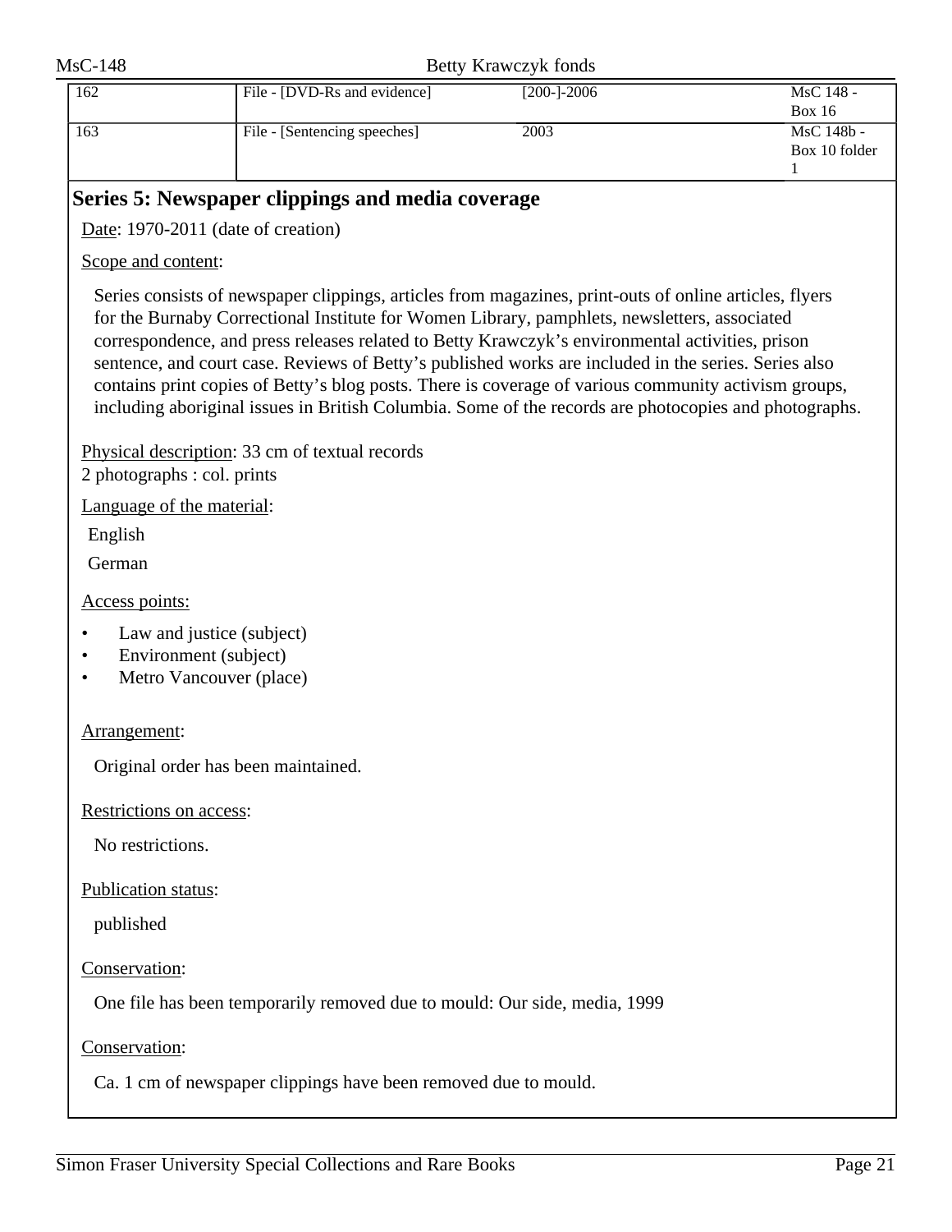| 162 | File - [DVD-Rs and evidence] | [200-]-2006 | MsC 148 - Box 16 |
|---|---|---|---|
| 163 | File - [Sentencing speeches] | 2003 | MsC 148b - Box 10 folder 1 |

## Series 5: Newspaper clippings and media coverage

Date: 1970-2011 (date of creation)

Scope and content:

Series consists of newspaper clippings, articles from magazines, print-outs of online articles, flyers for the Burnaby Correctional Institute for Women Library, pamphlets, newsletters, associated correspondence, and press releases related to Betty Krawczyk's environmental activities, prison sentence, and court case. Reviews of Betty's published works are included in the series. Series also contains print copies of Betty's blog posts. There is coverage of various community activism groups, including aboriginal issues in British Columbia. Some of the records are photocopies and photographs.

Physical description: 33 cm of textual records
2 photographs : col. prints

Language of the material:

English

German

Access points:

- Law and justice (subject)
- Environment (subject)
- Metro Vancouver (place)

Arrangement:

Original order has been maintained.

Restrictions on access:

No restrictions.

Publication status:

published

Conservation:

One file has been temporarily removed due to mould: Our side, media, 1999

Conservation:

Ca. 1 cm of newspaper clippings have been removed due to mould.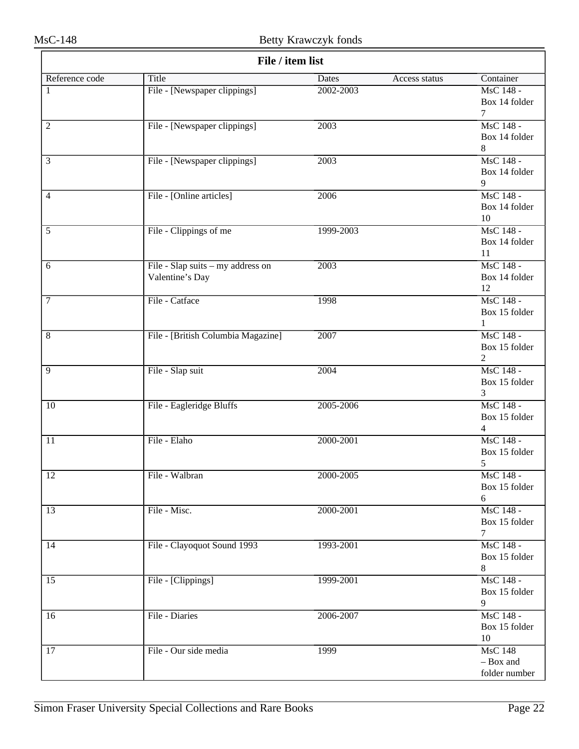**File / item list**

| Reference code | Title | Dates | Access status | Container |
|---|---|---|---|---|
| 1 | File - [Newspaper clippings] | 2002-2003 | | MsC 148 - Box 14 folder 7 |
| 2 | File - [Newspaper clippings] | 2003 | | MsC 148 - Box 14 folder 8 |
| 3 | File - [Newspaper clippings] | 2003 | | MsC 148 - Box 14 folder 9 |
| 4 | File - [Online articles] | 2006 | | MsC 148 - Box 14 folder 10 |
| 5 | File - Clippings of me | 1999-2003 | | MsC 148 - Box 14 folder 11 |
| 6 | File - Slap suits – my address on Valentine's Day | 2003 | | MsC 148 - Box 14 folder 12 |
| 7 | File - Catface | 1998 | | MsC 148 - Box 15 folder 1 |
| 8 | File - [British Columbia Magazine] | 2007 | | MsC 148 - Box 15 folder 2 |
| 9 | File - Slap suit | 2004 | | MsC 148 - Box 15 folder 3 |
| 10 | File - Eagleridge Bluffs | 2005-2006 | | MsC 148 - Box 15 folder 4 |
| 11 | File - Elaho | 2000-2001 | | MsC 148 - Box 15 folder 5 |
| 12 | File - Walbran | 2000-2005 | | MsC 148 - Box 15 folder 6 |
| 13 | File - Misc. | 2000-2001 | | MsC 148 - Box 15 folder 7 |
| 14 | File - Clayoquot Sound 1993 | 1993-2001 | | MsC 148 - Box 15 folder 8 |
| 15 | File - [Clippings] | 1999-2001 | | MsC 148 - Box 15 folder 9 |
| 16 | File - Diaries | 2006-2007 | | MsC 148 - Box 15 folder 10 |
| 17 | File - Our side media | 1999 | | MsC 148 – Box and folder number |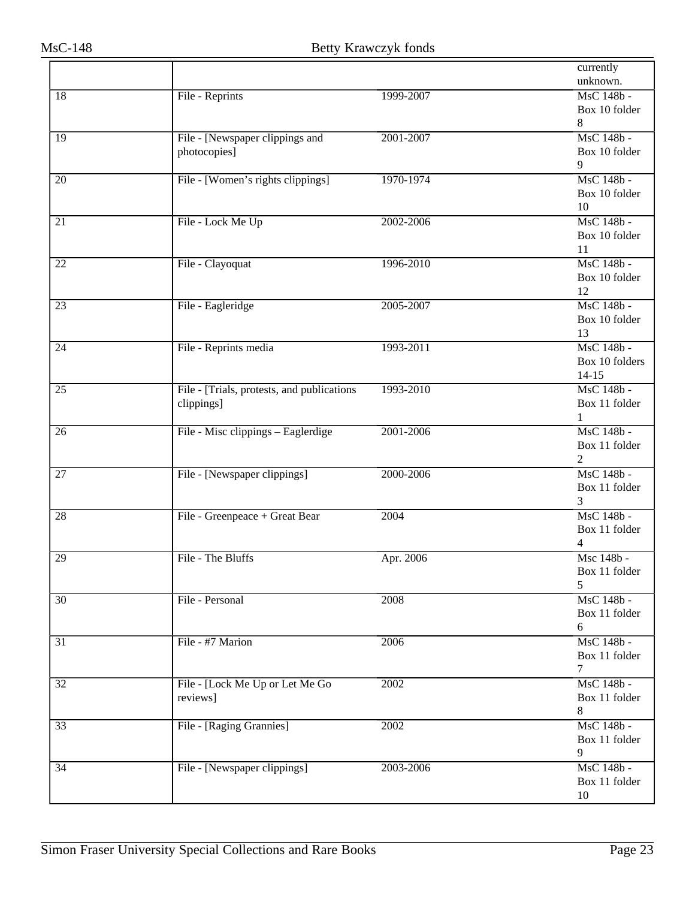| | | | currently unknown. |
|---|---|---|---|
| 18 | File - Reprints | 1999-2007 | MsC 148b - Box 10 folder 8 |
| 19 | File - [Newspaper clippings and photocopies] | 2001-2007 | MsC 148b - Box 10 folder 9 |
| 20 | File - [Women's rights clippings] | 1970-1974 | MsC 148b - Box 10 folder 10 |
| 21 | File - Lock Me Up | 2002-2006 | MsC 148b - Box 10 folder 11 |
| 22 | File - Clayoquat | 1996-2010 | MsC 148b - Box 10 folder 12 |
| 23 | File - Eagleridge | 2005-2007 | MsC 148b - Box 10 folder 13 |
| 24 | File - Reprints media | 1993-2011 | MsC 148b - Box 10 folders 14-15 |
| 25 | File - [Trials, protests, and publications clippings] | 1993-2010 | MsC 148b - Box 11 folder 1 |
| 26 | File - Misc clippings – Eaglerdige | 2001-2006 | MsC 148b - Box 11 folder 2 |
| 27 | File - [Newspaper clippings] | 2000-2006 | MsC 148b - Box 11 folder 3 |
| 28 | File - Greenpeace + Great Bear | 2004 | MsC 148b - Box 11 folder 4 |
| 29 | File - The Bluffs | Apr. 2006 | Msc 148b - Box 11 folder 5 |
| 30 | File - Personal | 2008 | MsC 148b - Box 11 folder 6 |
| 31 | File - #7 Marion | 2006 | MsC 148b - Box 11 folder 7 |
| 32 | File - [Lock Me Up or Let Me Go reviews] | 2002 | MsC 148b - Box 11 folder 8 |
| 33 | File - [Raging Grannies] | 2002 | MsC 148b - Box 11 folder 9 |
| 34 | File - [Newspaper clippings] | 2003-2006 | MsC 148b - Box 11 folder 10 |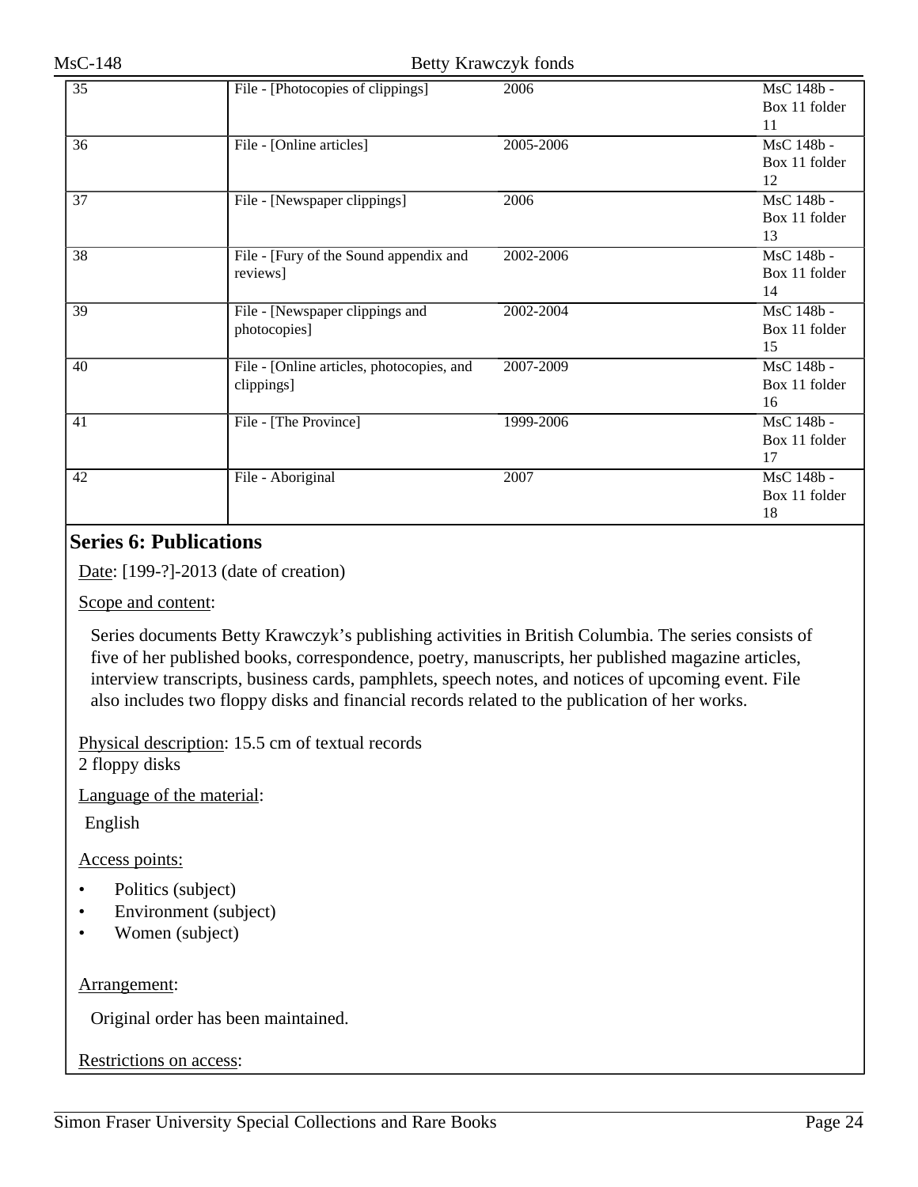| | | | |
|---|---|---|---|
| 35 | File - [Photocopies of clippings] | 2006 | MsC 148b - Box 11 folder 11 |
| 36 | File - [Online articles] | 2005-2006 | MsC 148b - Box 11 folder 12 |
| 37 | File - [Newspaper clippings] | 2006 | MsC 148b - Box 11 folder 13 |
| 38 | File - [Fury of the Sound appendix and reviews] | 2002-2006 | MsC 148b - Box 11 folder 14 |
| 39 | File - [Newspaper clippings and photocopies] | 2002-2004 | MsC 148b - Box 11 folder 15 |
| 40 | File - [Online articles, photocopies, and clippings] | 2007-2009 | MsC 148b - Box 11 folder 16 |
| 41 | File - [The Province] | 1999-2006 | MsC 148b - Box 11 folder 17 |
| 42 | File - Aboriginal | 2007 | MsC 148b - Box 11 folder 18 |

## Series 6: Publications

Date: [199-?]-2013 (date of creation)

Scope and content:

Series documents Betty Krawczyk's publishing activities in British Columbia. The series consists of five of her published books, correspondence, poetry, manuscripts, her published magazine articles, interview transcripts, business cards, pamphlets, speech notes, and notices of upcoming event. File also includes two floppy disks and financial records related to the publication of her works.

Physical description: 15.5 cm of textual records
2 floppy disks

Language of the material:

English

Access points:

- Politics (subject)
- Environment (subject)
- Women (subject)

Arrangement:

Original order has been maintained.

Restrictions on access: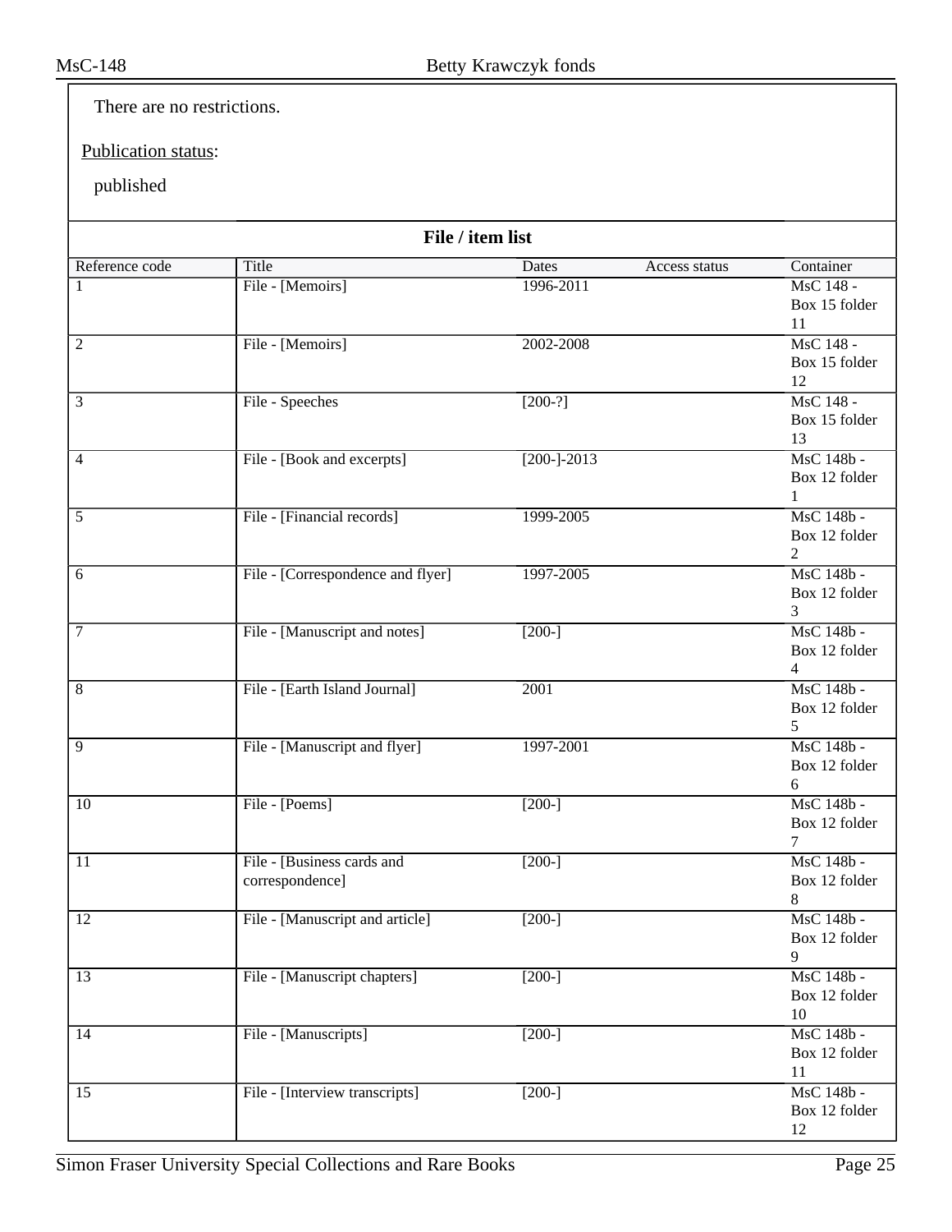There are no restrictions.

Publication status:

published

### File / item list

| Reference code | Title | Dates | Access status | Container |
|---|---|---|---|---|
| 1 | File - [Memoirs] | 1996-2011 | | MsC 148 - Box 15 folder 11 |
| 2 | File - [Memoirs] | 2002-2008 | | MsC 148 - Box 15 folder 12 |
| 3 | File - Speeches | [200-?] | | MsC 148 - Box 15 folder 13 |
| 4 | File - [Book and excerpts] | [200-]-2013 | | MsC 148b - Box 12 folder 1 |
| 5 | File - [Financial records] | 1999-2005 | | MsC 148b - Box 12 folder 2 |
| 6 | File - [Correspondence and flyer] | 1997-2005 | | MsC 148b - Box 12 folder 3 |
| 7 | File - [Manuscript and notes] | [200-] | | MsC 148b - Box 12 folder 4 |
| 8 | File - [Earth Island Journal] | 2001 | | MsC 148b - Box 12 folder 5 |
| 9 | File - [Manuscript and flyer] | 1997-2001 | | MsC 148b - Box 12 folder 6 |
| 10 | File - [Poems] | [200-] | | MsC 148b - Box 12 folder 7 |
| 11 | File - [Business cards and correspondence] | [200-] | | MsC 148b - Box 12 folder 8 |
| 12 | File - [Manuscript and article] | [200-] | | MsC 148b - Box 12 folder 9 |
| 13 | File - [Manuscript chapters] | [200-] | | MsC 148b - Box 12 folder 10 |
| 14 | File - [Manuscripts] | [200-] | | MsC 148b - Box 12 folder 11 |
| 15 | File - [Interview transcripts] | [200-] | | MsC 148b - Box 12 folder 12 |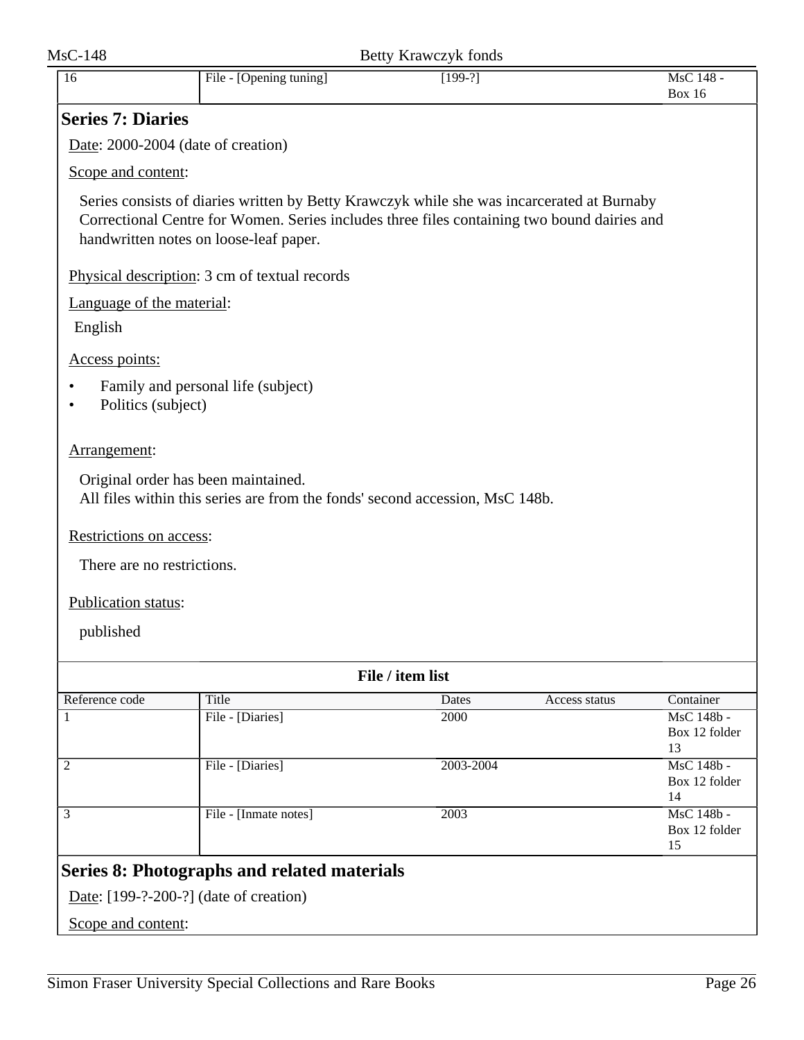| | | | | |
|---|---|---|---|---|
| 16 | File - [Opening tuning] | [199-?] | | MsC 148 - Box 16 |

## Series 7: Diaries

Date: 2000-2004 (date of creation)

Scope and content:

Series consists of diaries written by Betty Krawczyk while she was incarcerated at Burnaby Correctional Centre for Women. Series includes three files containing two bound dairies and handwritten notes on loose-leaf paper.

Physical description: 3 cm of textual records

Language of the material:

English

Access points:

- Family and personal life (subject)
- Politics (subject)

Arrangement:

Original order has been maintained.
All files within this series are from the fonds' second accession, MsC 148b.

Restrictions on access:

There are no restrictions.

Publication status:

published

**File / item list**

| Reference code | Title | Dates | Access status | Container |
|---|---|---|---|---|
| 1 | File - [Diaries] | 2000 | | MsC 148b - Box 12 folder 13 |
| 2 | File - [Diaries] | 2003-2004 | | MsC 148b - Box 12 folder 14 |
| 3 | File - [Inmate notes] | 2003 | | MsC 148b - Box 12 folder 15 |

## Series 8: Photographs and related materials

Date: [199-?-200-?] (date of creation)

Scope and content: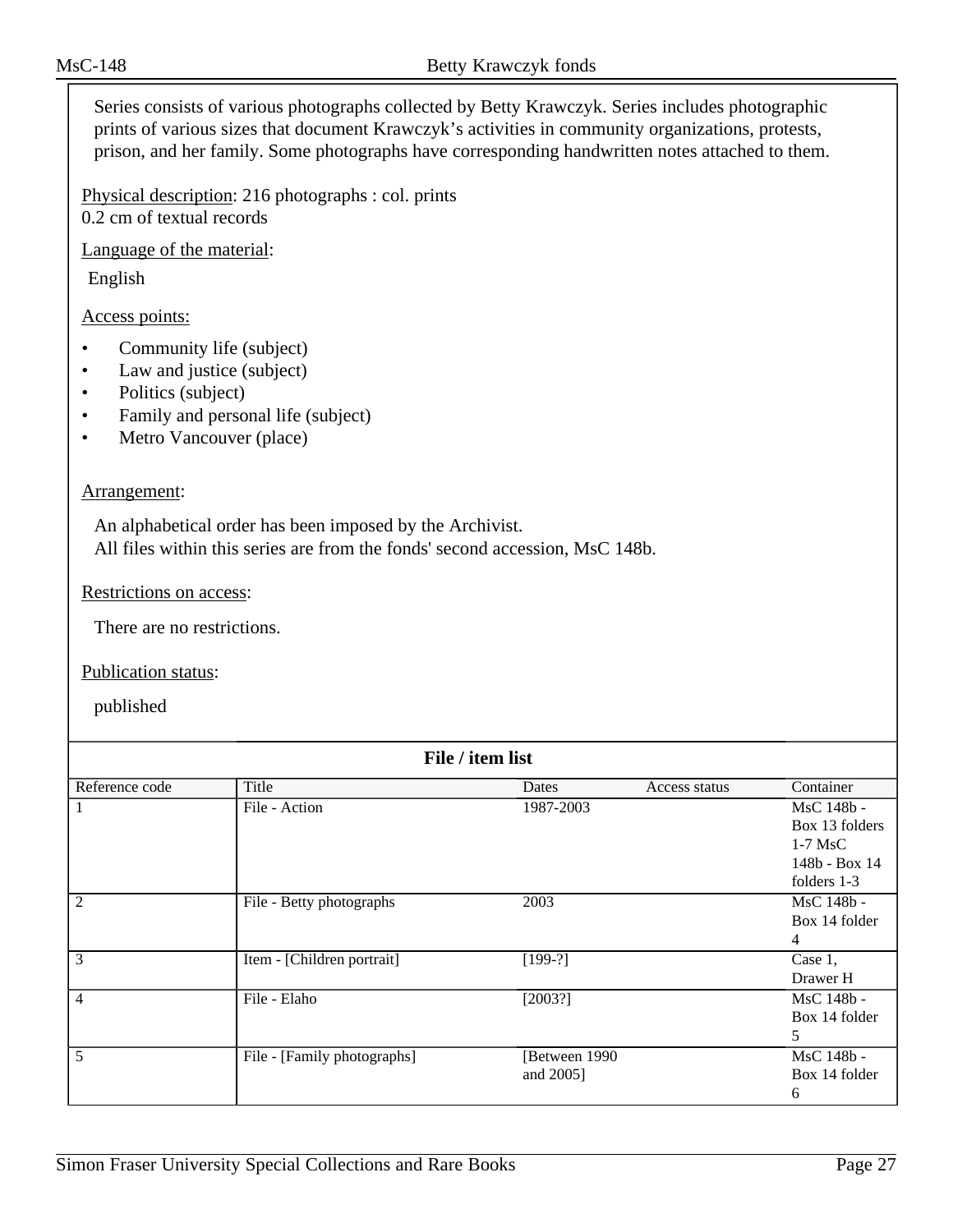Series consists of various photographs collected by Betty Krawczyk. Series includes photographic prints of various sizes that document Krawczyk's activities in community organizations, protests, prison, and her family. Some photographs have corresponding handwritten notes attached to them.

Physical description: 216 photographs : col. prints
0.2 cm of textual records

Language of the material:

English

Access points:

- Community life (subject)
- Law and justice (subject)
- Politics (subject)
- Family and personal life (subject)
- Metro Vancouver (place)

Arrangement:

An alphabetical order has been imposed by the Archivist.
All files within this series are from the fonds' second accession, MsC 148b.

Restrictions on access:

There are no restrictions.

Publication status:

published

**File / item list**

| Reference code | Title | Dates | Access status | Container |
|---|---|---|---|---|
| 1 | File - Action | 1987-2003 | | MsC 148b - Box 13 folders 1-7 MsC 148b - Box 14 folders 1-3 |
| 2 | File - Betty photographs | 2003 | | MsC 148b - Box 14 folder 4 |
| 3 | Item - [Children portrait] | [199-?] | | Case 1, Drawer H |
| 4 | File - Elaho | [2003?] | | MsC 148b - Box 14 folder 5 |
| 5 | File - [Family photographs] | [Between 1990 and 2005] | | MsC 148b - Box 14 folder 6 |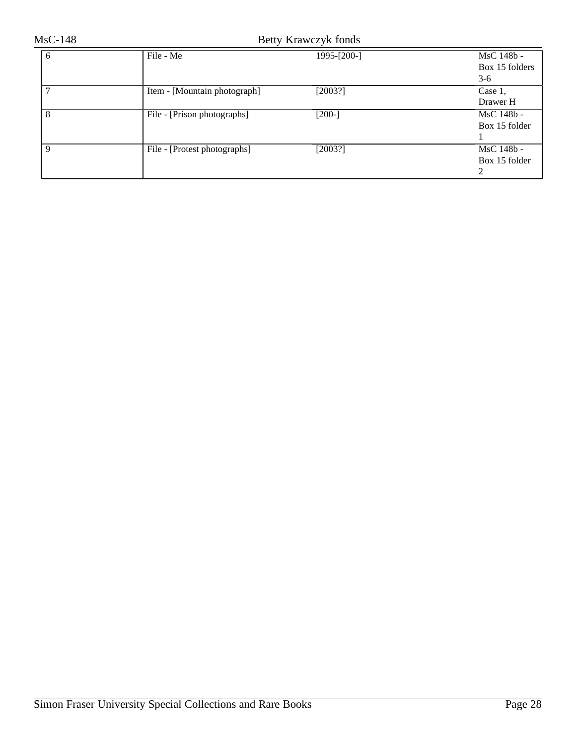| | | | |
|---|---|---|---|
| 6 | File - Me | 1995-[200-] | MsC 148b - Box 15 folders 3-6 |
| 7 | Item - [Mountain photograph] | [2003?] | Case 1, Drawer H |
| 8 | File - [Prison photographs] | [200-] | MsC 148b - Box 15 folder 1 |
| 9 | File - [Protest photographs] | [2003?] | MsC 148b - Box 15 folder 2 |